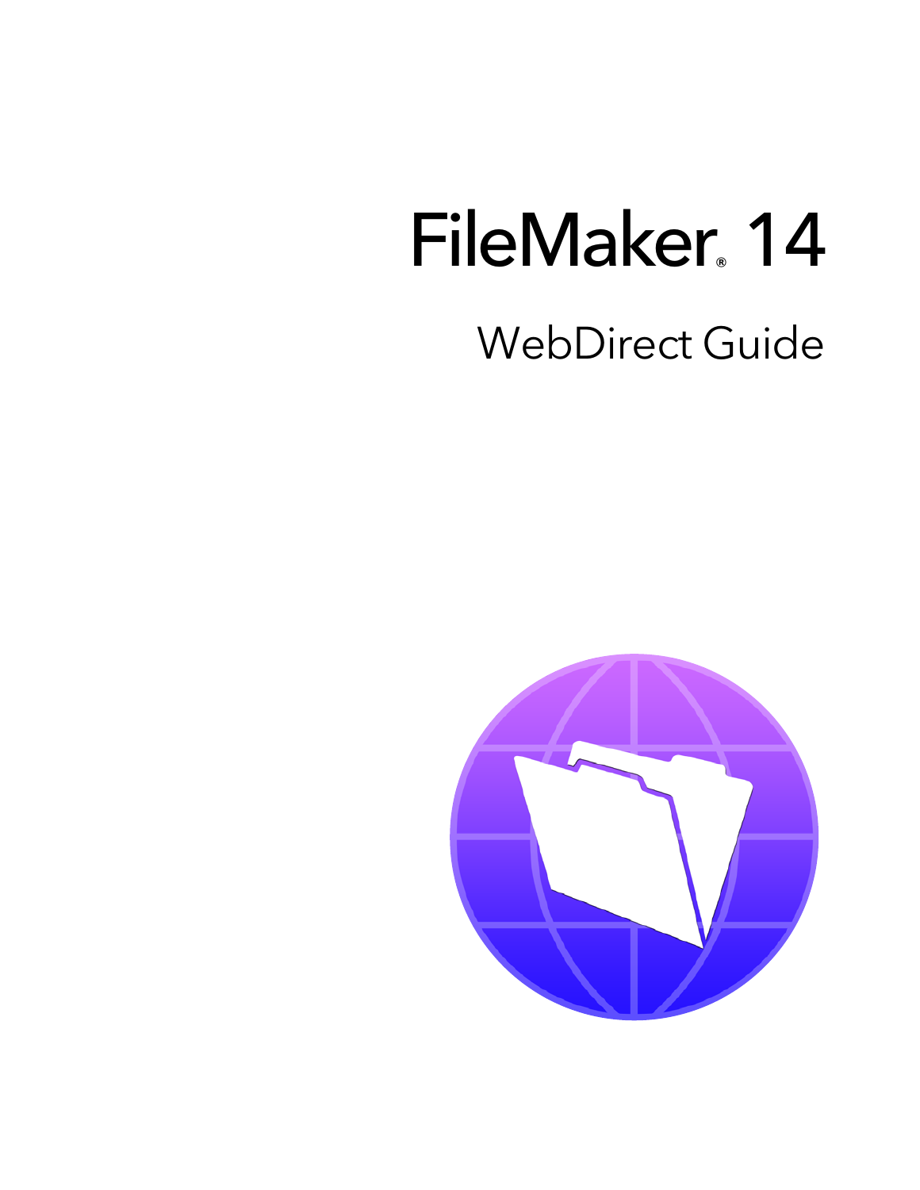# FileMaker® 14

## WebDirect Guide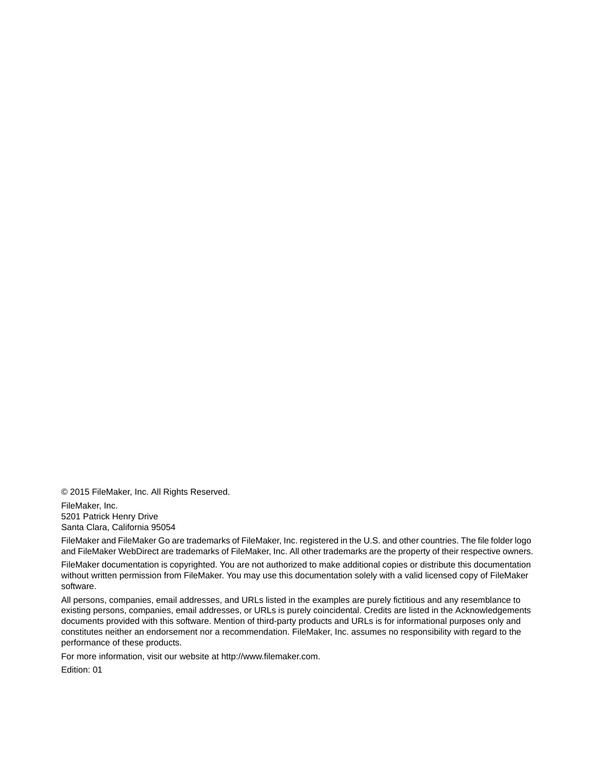© 2015 FileMaker, Inc. All Rights Reserved.

FileMaker, Inc.
5201 Patrick Henry Drive
Santa Clara, California 95054

FileMaker and FileMaker Go are trademarks of FileMaker, Inc. registered in the U.S. and other countries. The file folder logo and FileMaker WebDirect are trademarks of FileMaker, Inc. All other trademarks are the property of their respective owners.

FileMaker documentation is copyrighted. You are not authorized to make additional copies or distribute this documentation without written permission from FileMaker. You may use this documentation solely with a valid licensed copy of FileMaker software.

All persons, companies, email addresses, and URLs listed in the examples are purely fictitious and any resemblance to existing persons, companies, email addresses, or URLs is purely coincidental. Credits are listed in the Acknowledgements documents provided with this software. Mention of third-party products and URLs is for informational purposes only and constitutes neither an endorsement nor a recommendation. FileMaker, Inc. assumes no responsibility with regard to the performance of these products.

For more information, visit our website at http://www.filemaker.com.

Edition: 01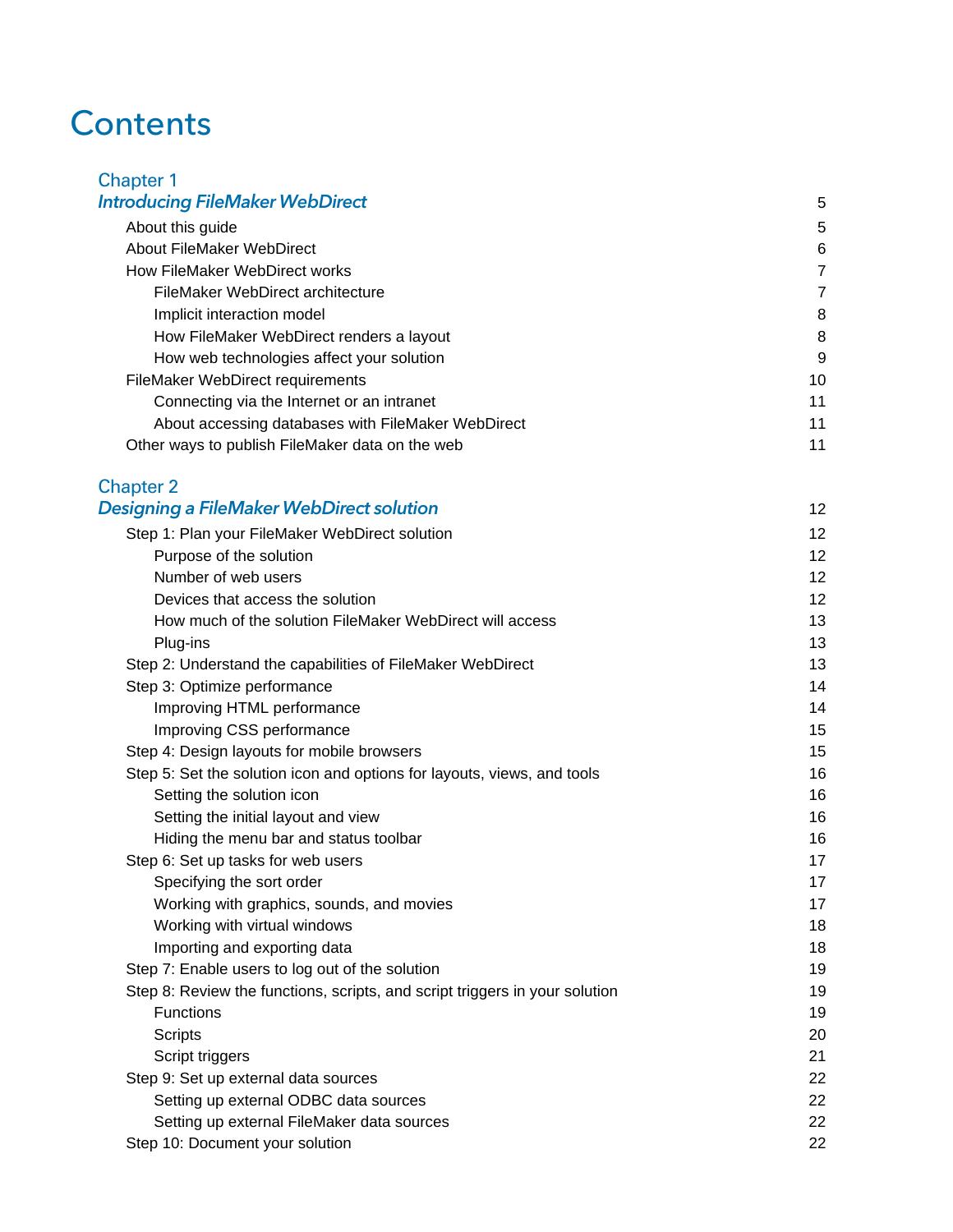# Contents

## Chapter 1
## *Introducing FileMaker WebDirect* 5

- About this guide 5
- About FileMaker WebDirect 6
- How FileMaker WebDirect works 7
  - FileMaker WebDirect architecture 7
  - Implicit interaction model 8
  - How FileMaker WebDirect renders a layout 8
  - How web technologies affect your solution 9
- FileMaker WebDirect requirements 10
  - Connecting via the Internet or an intranet 11
  - About accessing databases with FileMaker WebDirect 11
- Other ways to publish FileMaker data on the web 11

## Chapter 2
## *Designing a FileMaker WebDirect solution* 12

- Step 1: Plan your FileMaker WebDirect solution 12
  - Purpose of the solution 12
  - Number of web users 12
  - Devices that access the solution 12
  - How much of the solution FileMaker WebDirect will access 13
  - Plug-ins 13
- Step 2: Understand the capabilities of FileMaker WebDirect 13
- Step 3: Optimize performance 14
  - Improving HTML performance 14
  - Improving CSS performance 15
- Step 4: Design layouts for mobile browsers 15
- Step 5: Set the solution icon and options for layouts, views, and tools 16
  - Setting the solution icon 16
  - Setting the initial layout and view 16
  - Hiding the menu bar and status toolbar 16
- Step 6: Set up tasks for web users 17
  - Specifying the sort order 17
  - Working with graphics, sounds, and movies 17
  - Working with virtual windows 18
  - Importing and exporting data 18
- Step 7: Enable users to log out of the solution 19
- Step 8: Review the functions, scripts, and script triggers in your solution 19
  - Functions 19
  - Scripts 20
  - Script triggers 21
- Step 9: Set up external data sources 22
  - Setting up external ODBC data sources 22
  - Setting up external FileMaker data sources 22
- Step 10: Document your solution 22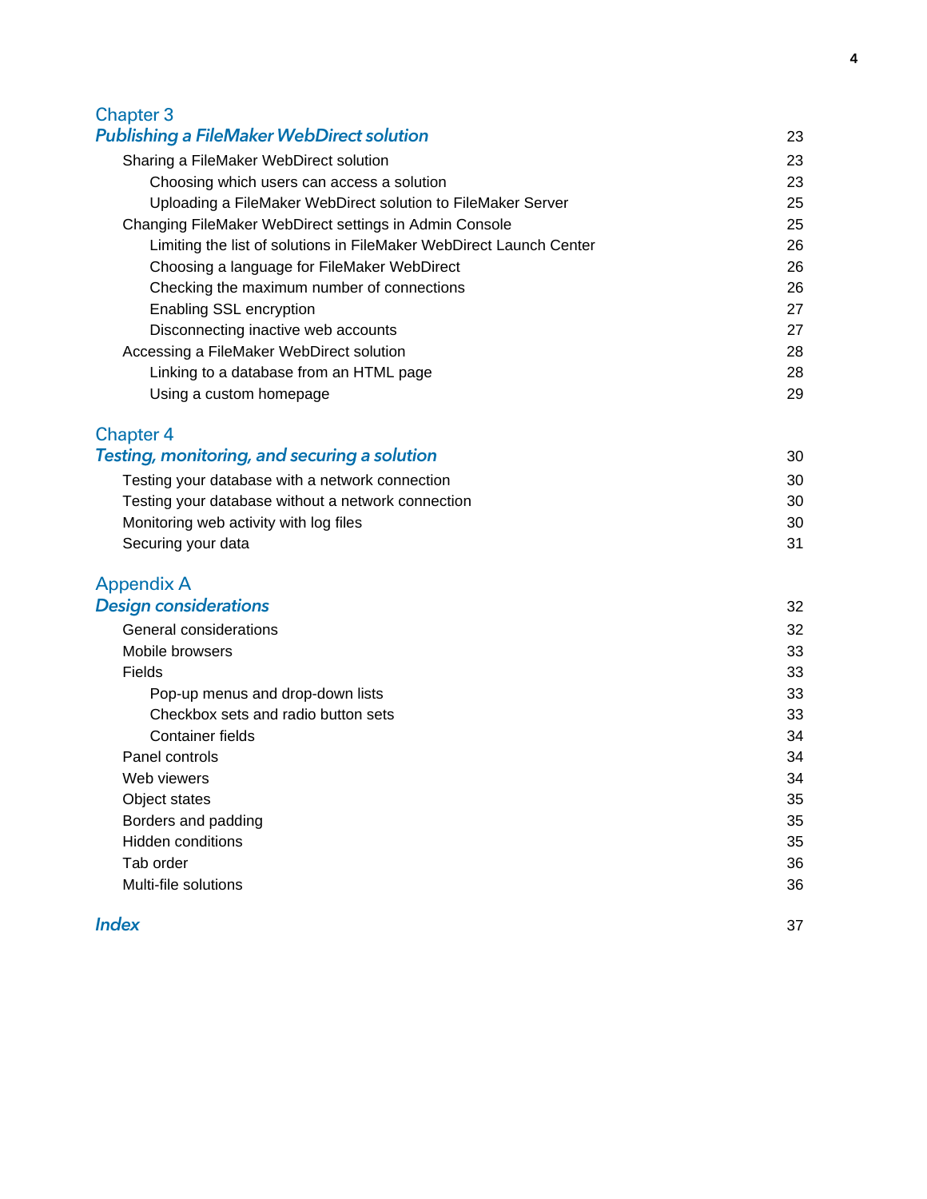## Chapter 3
## *Publishing a FileMaker WebDirect solution* 23

- Sharing a FileMaker WebDirect solution 23
  - Choosing which users can access a solution 23
  - Uploading a FileMaker WebDirect solution to FileMaker Server 25
- Changing FileMaker WebDirect settings in Admin Console 25
  - Limiting the list of solutions in FileMaker WebDirect Launch Center 26
  - Choosing a language for FileMaker WebDirect 26
  - Checking the maximum number of connections 26
  - Enabling SSL encryption 27
  - Disconnecting inactive web accounts 27
- Accessing a FileMaker WebDirect solution 28
  - Linking to a database from an HTML page 28
  - Using a custom homepage 29

## Chapter 4
## *Testing, monitoring, and securing a solution* 30

- Testing your database with a network connection 30
- Testing your database without a network connection 30
- Monitoring web activity with log files 30
- Securing your data 31

## Appendix A
## *Design considerations* 32

- General considerations 32
- Mobile browsers 33
- Fields 33
  - Pop-up menus and drop-down lists 33
  - Checkbox sets and radio button sets 33
  - Container fields 34
- Panel controls 34
- Web viewers 34
- Object states 35
- Borders and padding 35
- Hidden conditions 35
- Tab order 36
- Multi-file solutions 36

## *Index* 37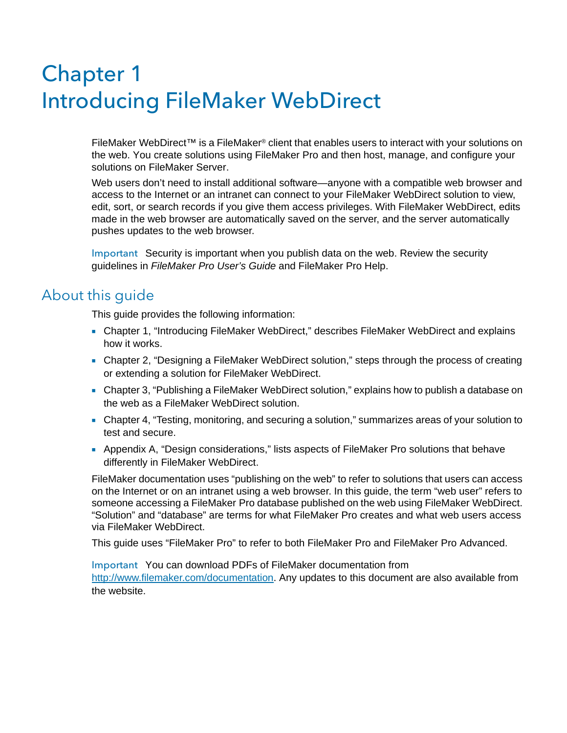# Chapter 1
# Introducing FileMaker WebDirect

FileMaker WebDirect™ is a FileMaker® client that enables users to interact with your solutions on the web. You create solutions using FileMaker Pro and then host, manage, and configure your solutions on FileMaker Server.

Web users don't need to install additional software—anyone with a compatible web browser and access to the Internet or an intranet can connect to your FileMaker WebDirect solution to view, edit, sort, or search records if you give them access privileges. With FileMaker WebDirect, edits made in the web browser are automatically saved on the server, and the server automatically pushes updates to the web browser.

Important Security is important when you publish data on the web. Review the security guidelines in *FileMaker Pro User's Guide* and FileMaker Pro Help.

## About this guide

This guide provides the following information:

- Chapter 1, "Introducing FileMaker WebDirect," describes FileMaker WebDirect and explains how it works.
- Chapter 2, "Designing a FileMaker WebDirect solution," steps through the process of creating or extending a solution for FileMaker WebDirect.
- Chapter 3, "Publishing a FileMaker WebDirect solution," explains how to publish a database on the web as a FileMaker WebDirect solution.
- Chapter 4, "Testing, monitoring, and securing a solution," summarizes areas of your solution to test and secure.
- Appendix A, "Design considerations," lists aspects of FileMaker Pro solutions that behave differently in FileMaker WebDirect.

FileMaker documentation uses "publishing on the web" to refer to solutions that users can access on the Internet or on an intranet using a web browser. In this guide, the term "web user" refers to someone accessing a FileMaker Pro database published on the web using FileMaker WebDirect. "Solution" and "database" are terms for what FileMaker Pro creates and what web users access via FileMaker WebDirect.

This guide uses "FileMaker Pro" to refer to both FileMaker Pro and FileMaker Pro Advanced.

Important You can download PDFs of FileMaker documentation from http://www.filemaker.com/documentation. Any updates to this document are also available from the website.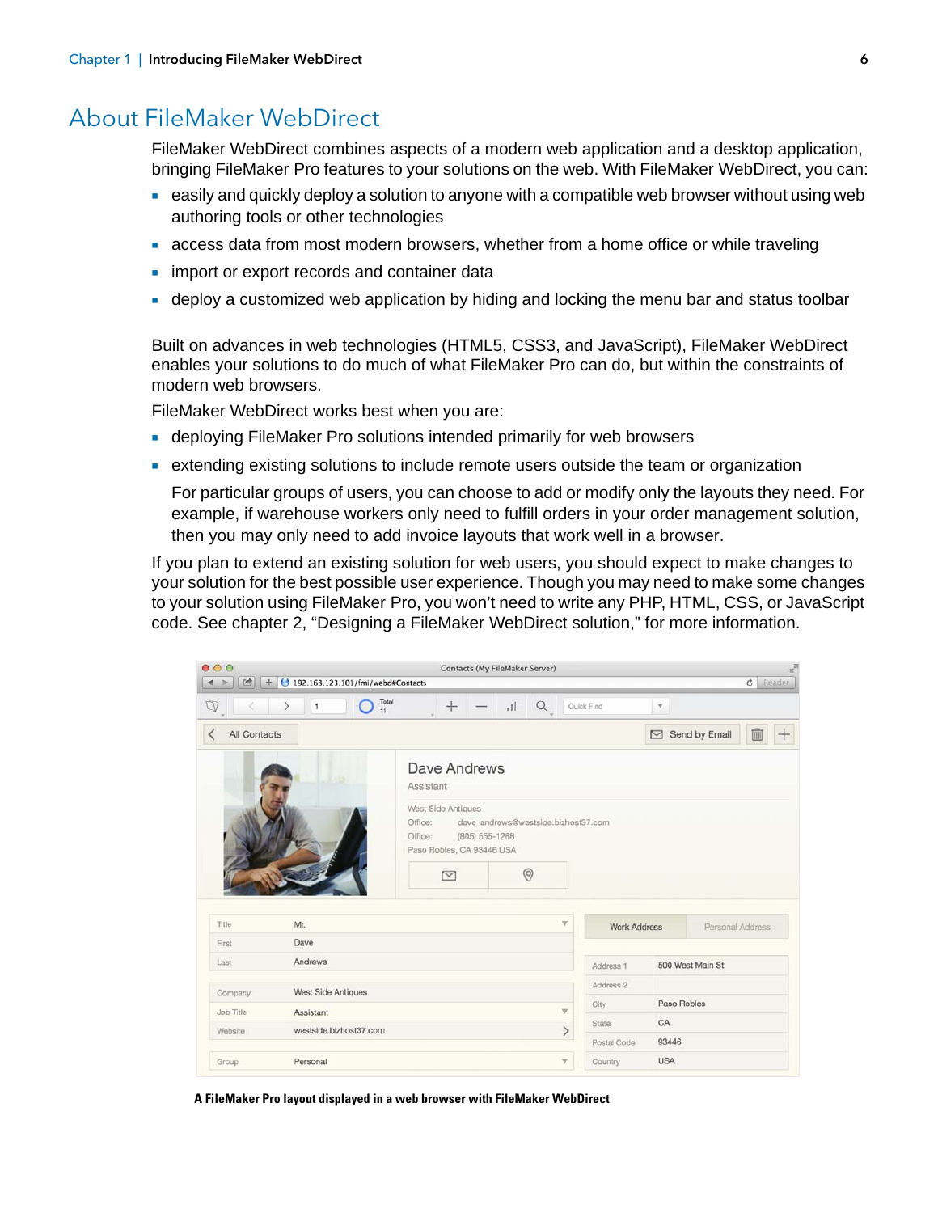# About FileMaker WebDirect

FileMaker WebDirect combines aspects of a modern web application and a desktop application, bringing FileMaker Pro features to your solutions on the web. With FileMaker WebDirect, you can:

- easily and quickly deploy a solution to anyone with a compatible web browser without using web authoring tools or other technologies
- access data from most modern browsers, whether from a home office or while traveling
- import or export records and container data
- deploy a customized web application by hiding and locking the menu bar and status toolbar

Built on advances in web technologies (HTML5, CSS3, and JavaScript), FileMaker WebDirect enables your solutions to do much of what FileMaker Pro can do, but within the constraints of modern web browsers.

FileMaker WebDirect works best when you are:

- deploying FileMaker Pro solutions intended primarily for web browsers
- extending existing solutions to include remote users outside the team or organization

  For particular groups of users, you can choose to add or modify only the layouts they need. For example, if warehouse workers only need to fulfill orders in your order management solution, then you may only need to add invoice layouts that work well in a browser.

If you plan to extend an existing solution for web users, you should expect to make changes to your solution for the best possible user experience. Though you may need to make some changes to your solution using FileMaker Pro, you won't need to write any PHP, HTML, CSS, or JavaScript code. See chapter 2, "Designing a FileMaker WebDirect solution," for more information.

**A FileMaker Pro layout displayed in a web browser with FileMaker WebDirect**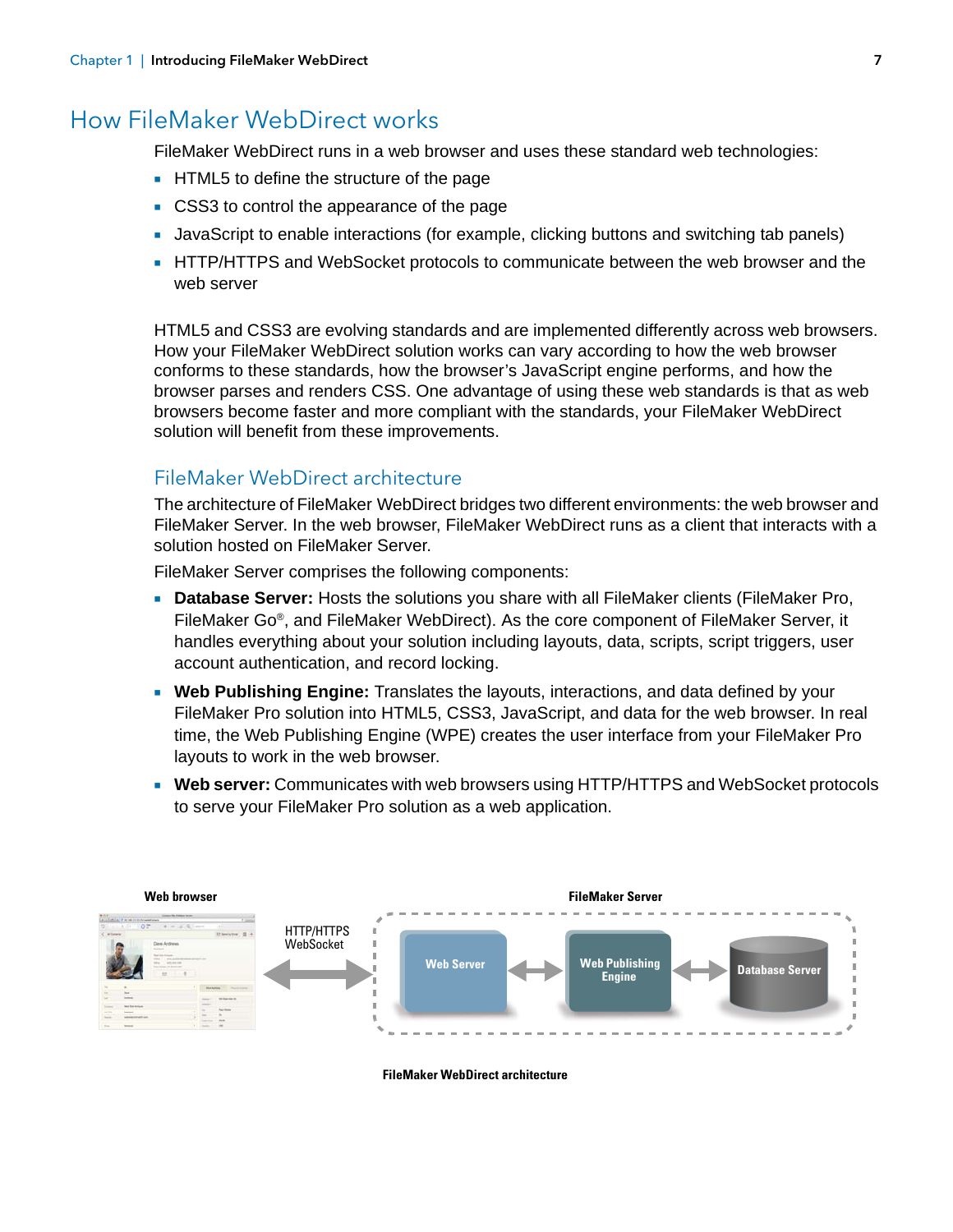# How FileMaker WebDirect works

FileMaker WebDirect runs in a web browser and uses these standard web technologies:

- HTML5 to define the structure of the page
- CSS3 to control the appearance of the page
- JavaScript to enable interactions (for example, clicking buttons and switching tab panels)
- HTTP/HTTPS and WebSocket protocols to communicate between the web browser and the web server

HTML5 and CSS3 are evolving standards and are implemented differently across web browsers. How your FileMaker WebDirect solution works can vary according to how the web browser conforms to these standards, how the browser's JavaScript engine performs, and how the browser parses and renders CSS. One advantage of using these web standards is that as web browsers become faster and more compliant with the standards, your FileMaker WebDirect solution will benefit from these improvements.

## FileMaker WebDirect architecture

The architecture of FileMaker WebDirect bridges two different environments: the web browser and FileMaker Server. In the web browser, FileMaker WebDirect runs as a client that interacts with a solution hosted on FileMaker Server.

FileMaker Server comprises the following components:

- **Database Server:** Hosts the solutions you share with all FileMaker clients (FileMaker Pro, FileMaker Go®, and FileMaker WebDirect). As the core component of FileMaker Server, it handles everything about your solution including layouts, data, scripts, script triggers, user account authentication, and record locking.
- **Web Publishing Engine:** Translates the layouts, interactions, and data defined by your FileMaker Pro solution into HTML5, CSS3, JavaScript, and data for the web browser. In real time, the Web Publishing Engine (WPE) creates the user interface from your FileMaker Pro layouts to work in the web browser.
- **Web server:** Communicates with web browsers using HTTP/HTTPS and WebSocket protocols to serve your FileMaker Pro solution as a web application.

Web browser | HTTP/HTTPS WebSocket | FileMaker Server: Web Server ↔ Web Publishing Engine ↔ Database Server

**FileMaker WebDirect architecture**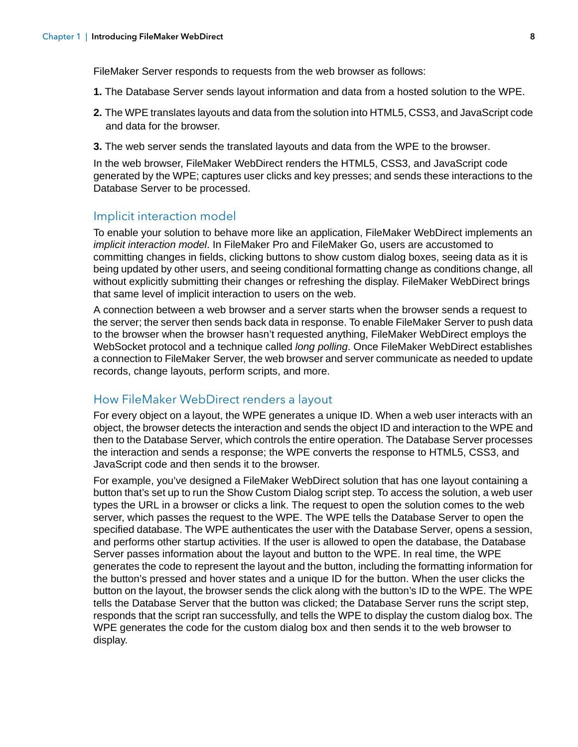FileMaker Server responds to requests from the web browser as follows:

1. The Database Server sends layout information and data from a hosted solution to the WPE.
2. The WPE translates layouts and data from the solution into HTML5, CSS3, and JavaScript code and data for the browser.
3. The web server sends the translated layouts and data from the WPE to the browser.

In the web browser, FileMaker WebDirect renders the HTML5, CSS3, and JavaScript code generated by the WPE; captures user clicks and key presses; and sends these interactions to the Database Server to be processed.

## Implicit interaction model

To enable your solution to behave more like an application, FileMaker WebDirect implements an *implicit interaction model*. In FileMaker Pro and FileMaker Go, users are accustomed to committing changes in fields, clicking buttons to show custom dialog boxes, seeing data as it is being updated by other users, and seeing conditional formatting change as conditions change, all without explicitly submitting their changes or refreshing the display. FileMaker WebDirect brings that same level of implicit interaction to users on the web.

A connection between a web browser and a server starts when the browser sends a request to the server; the server then sends back data in response. To enable FileMaker Server to push data to the browser when the browser hasn't requested anything, FileMaker WebDirect employs the WebSocket protocol and a technique called *long polling*. Once FileMaker WebDirect establishes a connection to FileMaker Server, the web browser and server communicate as needed to update records, change layouts, perform scripts, and more.

## How FileMaker WebDirect renders a layout

For every object on a layout, the WPE generates a unique ID. When a web user interacts with an object, the browser detects the interaction and sends the object ID and interaction to the WPE and then to the Database Server, which controls the entire operation. The Database Server processes the interaction and sends a response; the WPE converts the response to HTML5, CSS3, and JavaScript code and then sends it to the browser.

For example, you've designed a FileMaker WebDirect solution that has one layout containing a button that's set up to run the Show Custom Dialog script step. To access the solution, a web user types the URL in a browser or clicks a link. The request to open the solution comes to the web server, which passes the request to the WPE. The WPE tells the Database Server to open the specified database. The WPE authenticates the user with the Database Server, opens a session, and performs other startup activities. If the user is allowed to open the database, the Database Server passes information about the layout and button to the WPE. In real time, the WPE generates the code to represent the layout and the button, including the formatting information for the button's pressed and hover states and a unique ID for the button. When the user clicks the button on the layout, the browser sends the click along with the button's ID to the WPE. The WPE tells the Database Server that the button was clicked; the Database Server runs the script step, responds that the script ran successfully, and tells the WPE to display the custom dialog box. The WPE generates the code for the custom dialog box and then sends it to the web browser to display.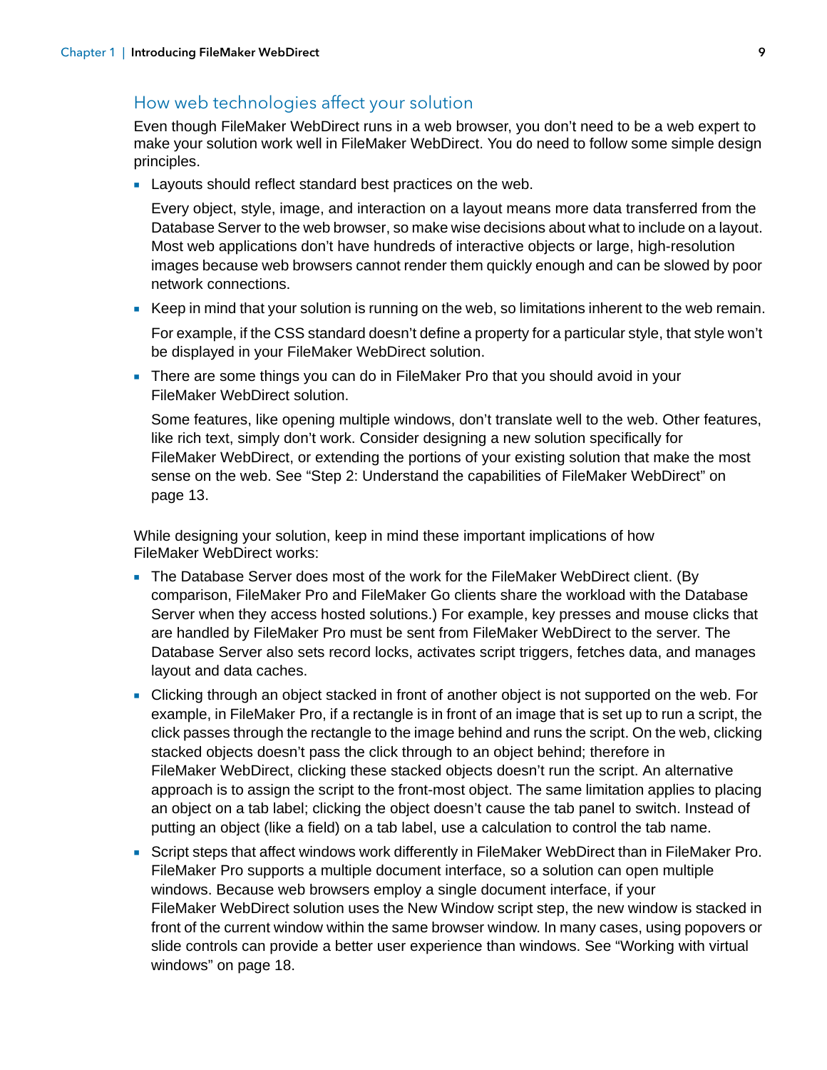## How web technologies affect your solution

Even though FileMaker WebDirect runs in a web browser, you don't need to be a web expert to make your solution work well in FileMaker WebDirect. You do need to follow some simple design principles.

- Layouts should reflect standard best practices on the web.

  Every object, style, image, and interaction on a layout means more data transferred from the Database Server to the web browser, so make wise decisions about what to include on a layout. Most web applications don't have hundreds of interactive objects or large, high-resolution images because web browsers cannot render them quickly enough and can be slowed by poor network connections.

- Keep in mind that your solution is running on the web, so limitations inherent to the web remain.

  For example, if the CSS standard doesn't define a property for a particular style, that style won't be displayed in your FileMaker WebDirect solution.

- There are some things you can do in FileMaker Pro that you should avoid in your FileMaker WebDirect solution.

  Some features, like opening multiple windows, don't translate well to the web. Other features, like rich text, simply don't work. Consider designing a new solution specifically for FileMaker WebDirect, or extending the portions of your existing solution that make the most sense on the web. See "Step 2: Understand the capabilities of FileMaker WebDirect" on page 13.

While designing your solution, keep in mind these important implications of how FileMaker WebDirect works:

- The Database Server does most of the work for the FileMaker WebDirect client. (By comparison, FileMaker Pro and FileMaker Go clients share the workload with the Database Server when they access hosted solutions.) For example, key presses and mouse clicks that are handled by FileMaker Pro must be sent from FileMaker WebDirect to the server. The Database Server also sets record locks, activates script triggers, fetches data, and manages layout and data caches.
- Clicking through an object stacked in front of another object is not supported on the web. For example, in FileMaker Pro, if a rectangle is in front of an image that is set up to run a script, the click passes through the rectangle to the image behind and runs the script. On the web, clicking stacked objects doesn't pass the click through to an object behind; therefore in FileMaker WebDirect, clicking these stacked objects doesn't run the script. An alternative approach is to assign the script to the front-most object. The same limitation applies to placing an object on a tab label; clicking the object doesn't cause the tab panel to switch. Instead of putting an object (like a field) on a tab label, use a calculation to control the tab name.
- Script steps that affect windows work differently in FileMaker WebDirect than in FileMaker Pro. FileMaker Pro supports a multiple document interface, so a solution can open multiple windows. Because web browsers employ a single document interface, if your FileMaker WebDirect solution uses the New Window script step, the new window is stacked in front of the current window within the same browser window. In many cases, using popovers or slide controls can provide a better user experience than windows. See "Working with virtual windows" on page 18.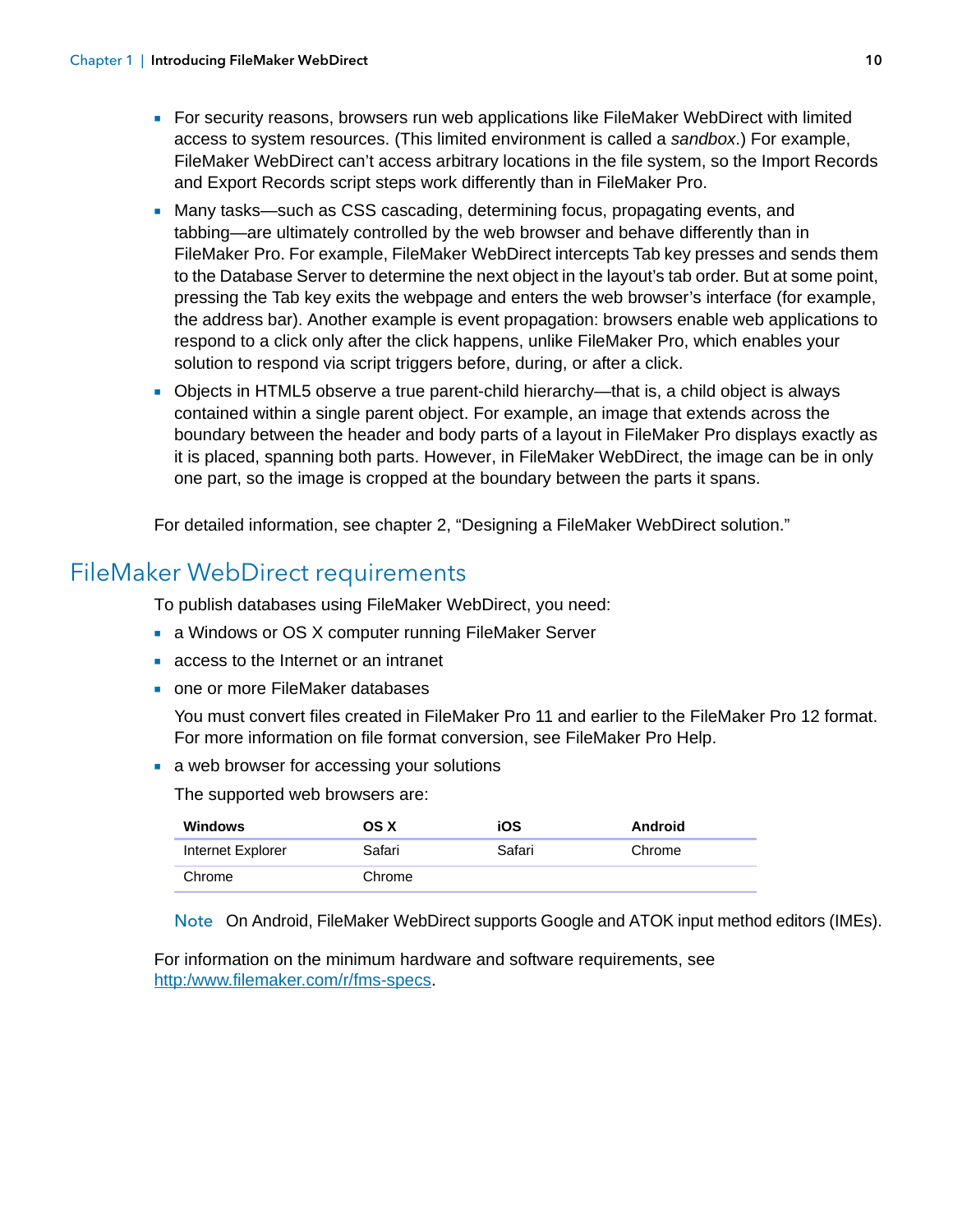- For security reasons, browsers run web applications like FileMaker WebDirect with limited access to system resources. (This limited environment is called a *sandbox*.) For example, FileMaker WebDirect can't access arbitrary locations in the file system, so the Import Records and Export Records script steps work differently than in FileMaker Pro.
- Many tasks—such as CSS cascading, determining focus, propagating events, and tabbing—are ultimately controlled by the web browser and behave differently than in FileMaker Pro. For example, FileMaker WebDirect intercepts Tab key presses and sends them to the Database Server to determine the next object in the layout's tab order. But at some point, pressing the Tab key exits the webpage and enters the web browser's interface (for example, the address bar). Another example is event propagation: browsers enable web applications to respond to a click only after the click happens, unlike FileMaker Pro, which enables your solution to respond via script triggers before, during, or after a click.
- Objects in HTML5 observe a true parent-child hierarchy—that is, a child object is always contained within a single parent object. For example, an image that extends across the boundary between the header and body parts of a layout in FileMaker Pro displays exactly as it is placed, spanning both parts. However, in FileMaker WebDirect, the image can be in only one part, so the image is cropped at the boundary between the parts it spans.

For detailed information, see chapter 2, "Designing a FileMaker WebDirect solution."

## FileMaker WebDirect requirements

To publish databases using FileMaker WebDirect, you need:

- a Windows or OS X computer running FileMaker Server
- access to the Internet or an intranet
- one or more FileMaker databases

  You must convert files created in FileMaker Pro 11 and earlier to the FileMaker Pro 12 format. For more information on file format conversion, see FileMaker Pro Help.
- a web browser for accessing your solutions

  The supported web browsers are:

| Windows | OS X | iOS | Android |
|---|---|---|---|
| Internet Explorer | Safari | Safari | Chrome |
| Chrome | Chrome | | |

  Note On Android, FileMaker WebDirect supports Google and ATOK input method editors (IMEs).

For information on the minimum hardware and software requirements, see http:/www.filemaker.com/r/fms-specs.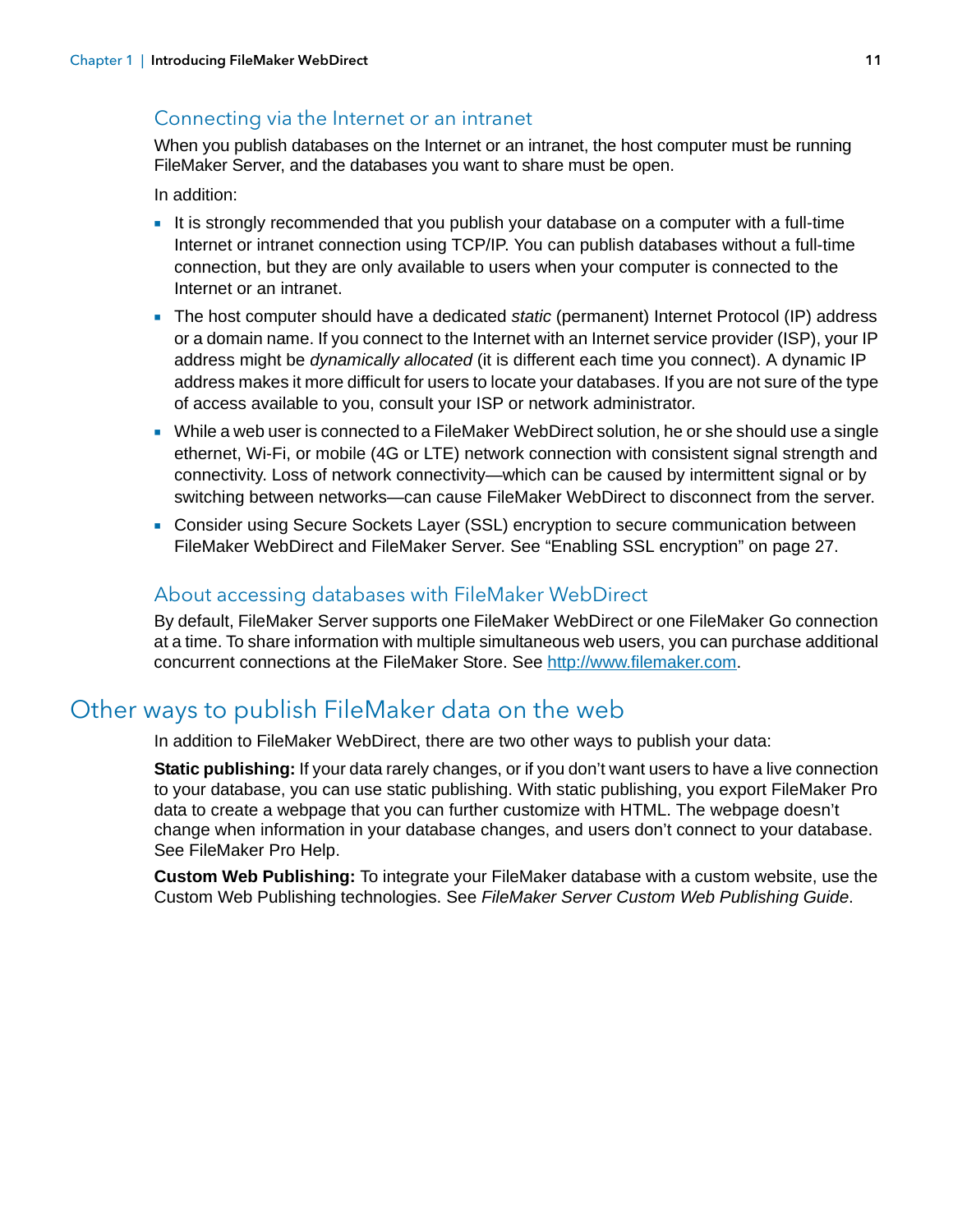### Connecting via the Internet or an intranet

When you publish databases on the Internet or an intranet, the host computer must be running FileMaker Server, and the databases you want to share must be open.

In addition:

- It is strongly recommended that you publish your database on a computer with a full-time Internet or intranet connection using TCP/IP. You can publish databases without a full-time connection, but they are only available to users when your computer is connected to the Internet or an intranet.
- The host computer should have a dedicated *static* (permanent) Internet Protocol (IP) address or a domain name. If you connect to the Internet with an Internet service provider (ISP), your IP address might be *dynamically allocated* (it is different each time you connect). A dynamic IP address makes it more difficult for users to locate your databases. If you are not sure of the type of access available to you, consult your ISP or network administrator.
- While a web user is connected to a FileMaker WebDirect solution, he or she should use a single ethernet, Wi-Fi, or mobile (4G or LTE) network connection with consistent signal strength and connectivity. Loss of network connectivity—which can be caused by intermittent signal or by switching between networks—can cause FileMaker WebDirect to disconnect from the server.
- Consider using Secure Sockets Layer (SSL) encryption to secure communication between FileMaker WebDirect and FileMaker Server. See "Enabling SSL encryption" on page 27.

### About accessing databases with FileMaker WebDirect

By default, FileMaker Server supports one FileMaker WebDirect or one FileMaker Go connection at a time. To share information with multiple simultaneous web users, you can purchase additional concurrent connections at the FileMaker Store. See [http://www.filemaker.com](http://www.filemaker.com).

## Other ways to publish FileMaker data on the web

In addition to FileMaker WebDirect, there are two other ways to publish your data:

**Static publishing:** If your data rarely changes, or if you don't want users to have a live connection to your database, you can use static publishing. With static publishing, you export FileMaker Pro data to create a webpage that you can further customize with HTML. The webpage doesn't change when information in your database changes, and users don't connect to your database. See FileMaker Pro Help.

**Custom Web Publishing:** To integrate your FileMaker database with a custom website, use the Custom Web Publishing technologies. See *FileMaker Server Custom Web Publishing Guide*.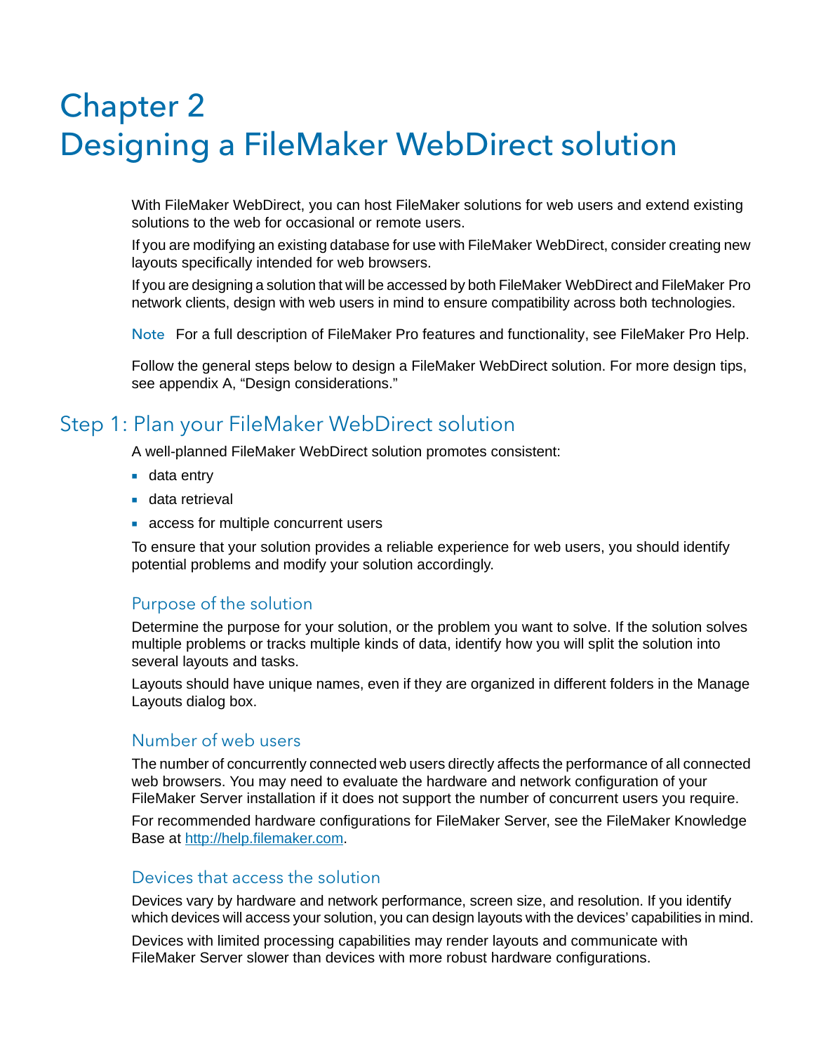# Chapter 2
# Designing a FileMaker WebDirect solution

With FileMaker WebDirect, you can host FileMaker solutions for web users and extend existing solutions to the web for occasional or remote users.

If you are modifying an existing database for use with FileMaker WebDirect, consider creating new layouts specifically intended for web browsers.

If you are designing a solution that will be accessed by both FileMaker WebDirect and FileMaker Pro network clients, design with web users in mind to ensure compatibility across both technologies.

Note For a full description of FileMaker Pro features and functionality, see FileMaker Pro Help.

Follow the general steps below to design a FileMaker WebDirect solution. For more design tips, see appendix A, "Design considerations."

## Step 1: Plan your FileMaker WebDirect solution

A well-planned FileMaker WebDirect solution promotes consistent:

- data entry
- data retrieval
- access for multiple concurrent users

To ensure that your solution provides a reliable experience for web users, you should identify potential problems and modify your solution accordingly.

### Purpose of the solution

Determine the purpose for your solution, or the problem you want to solve. If the solution solves multiple problems or tracks multiple kinds of data, identify how you will split the solution into several layouts and tasks.

Layouts should have unique names, even if they are organized in different folders in the Manage Layouts dialog box.

### Number of web users

The number of concurrently connected web users directly affects the performance of all connected web browsers. You may need to evaluate the hardware and network configuration of your FileMaker Server installation if it does not support the number of concurrent users you require.

For recommended hardware configurations for FileMaker Server, see the FileMaker Knowledge Base at http://help.filemaker.com.

### Devices that access the solution

Devices vary by hardware and network performance, screen size, and resolution. If you identify which devices will access your solution, you can design layouts with the devices' capabilities in mind.

Devices with limited processing capabilities may render layouts and communicate with FileMaker Server slower than devices with more robust hardware configurations.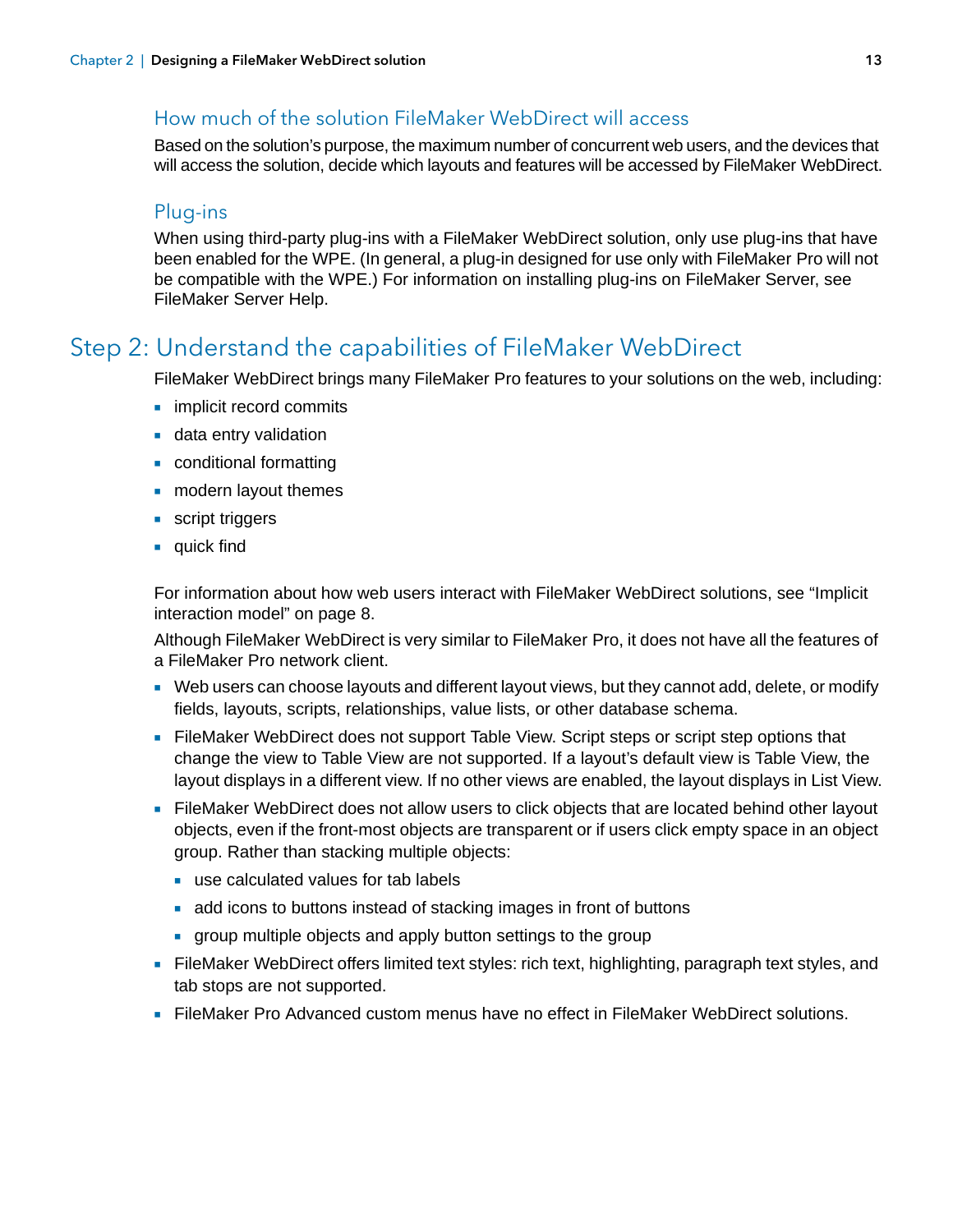### How much of the solution FileMaker WebDirect will access

Based on the solution's purpose, the maximum number of concurrent web users, and the devices that will access the solution, decide which layouts and features will be accessed by FileMaker WebDirect.

### Plug-ins

When using third-party plug-ins with a FileMaker WebDirect solution, only use plug-ins that have been enabled for the WPE. (In general, a plug-in designed for use only with FileMaker Pro will not be compatible with the WPE.) For information on installing plug-ins on FileMaker Server, see FileMaker Server Help.

## Step 2: Understand the capabilities of FileMaker WebDirect

FileMaker WebDirect brings many FileMaker Pro features to your solutions on the web, including:

- implicit record commits
- data entry validation
- conditional formatting
- modern layout themes
- script triggers
- quick find

For information about how web users interact with FileMaker WebDirect solutions, see "Implicit interaction model" on page 8.

Although FileMaker WebDirect is very similar to FileMaker Pro, it does not have all the features of a FileMaker Pro network client.

- Web users can choose layouts and different layout views, but they cannot add, delete, or modify fields, layouts, scripts, relationships, value lists, or other database schema.
- FileMaker WebDirect does not support Table View. Script steps or script step options that change the view to Table View are not supported. If a layout's default view is Table View, the layout displays in a different view. If no other views are enabled, the layout displays in List View.
- FileMaker WebDirect does not allow users to click objects that are located behind other layout objects, even if the front-most objects are transparent or if users click empty space in an object group. Rather than stacking multiple objects:
  - use calculated values for tab labels
  - add icons to buttons instead of stacking images in front of buttons
  - group multiple objects and apply button settings to the group
- FileMaker WebDirect offers limited text styles: rich text, highlighting, paragraph text styles, and tab stops are not supported.
- FileMaker Pro Advanced custom menus have no effect in FileMaker WebDirect solutions.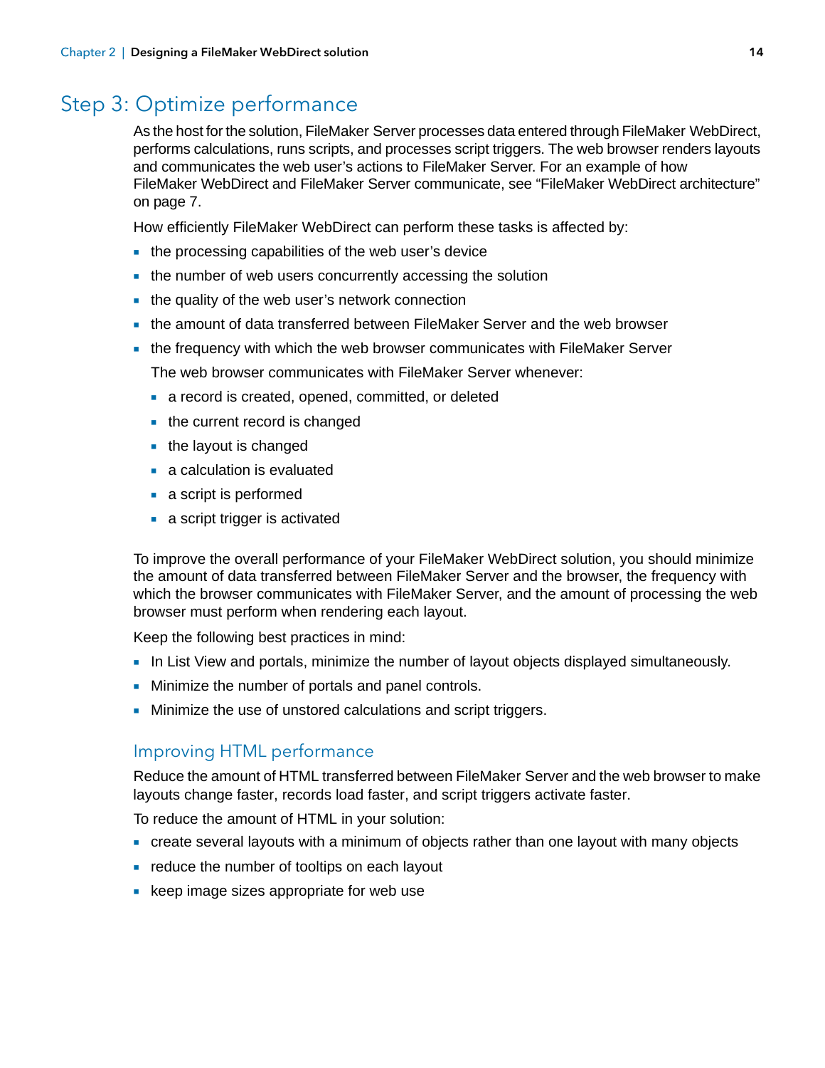## Step 3: Optimize performance

As the host for the solution, FileMaker Server processes data entered through FileMaker WebDirect, performs calculations, runs scripts, and processes script triggers. The web browser renders layouts and communicates the web user's actions to FileMaker Server. For an example of how FileMaker WebDirect and FileMaker Server communicate, see "FileMaker WebDirect architecture" on page 7.

How efficiently FileMaker WebDirect can perform these tasks is affected by:

- the processing capabilities of the web user's device
- the number of web users concurrently accessing the solution
- the quality of the web user's network connection
- the amount of data transferred between FileMaker Server and the web browser
- the frequency with which the web browser communicates with FileMaker Server

  The web browser communicates with FileMaker Server whenever:

  - a record is created, opened, committed, or deleted
  - the current record is changed
  - the layout is changed
  - a calculation is evaluated
  - a script is performed
  - a script trigger is activated

To improve the overall performance of your FileMaker WebDirect solution, you should minimize the amount of data transferred between FileMaker Server and the browser, the frequency with which the browser communicates with FileMaker Server, and the amount of processing the web browser must perform when rendering each layout.

Keep the following best practices in mind:

- In List View and portals, minimize the number of layout objects displayed simultaneously.
- Minimize the number of portals and panel controls.
- Minimize the use of unstored calculations and script triggers.

### Improving HTML performance

Reduce the amount of HTML transferred between FileMaker Server and the web browser to make layouts change faster, records load faster, and script triggers activate faster.

To reduce the amount of HTML in your solution:

- create several layouts with a minimum of objects rather than one layout with many objects
- reduce the number of tooltips on each layout
- keep image sizes appropriate for web use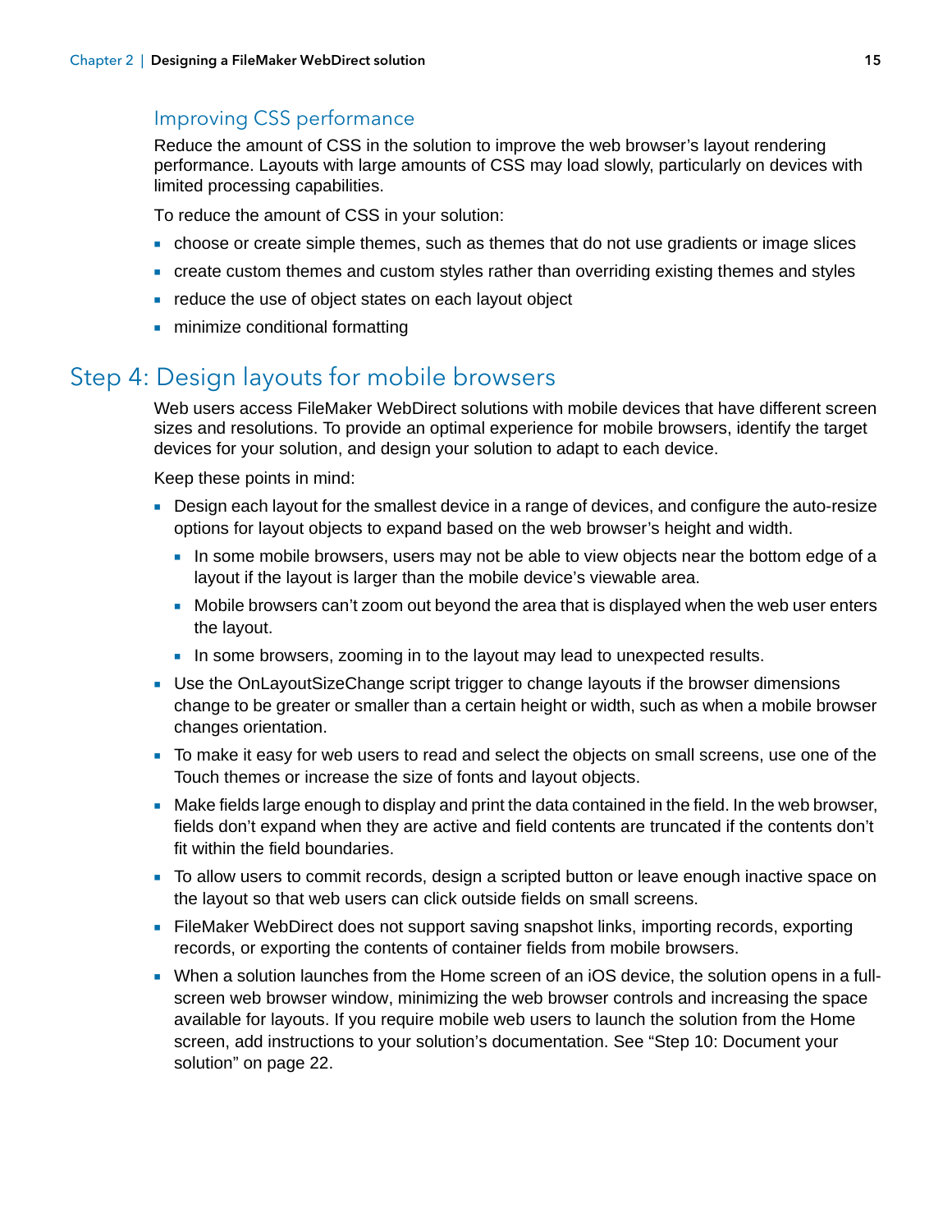### Improving CSS performance

Reduce the amount of CSS in the solution to improve the web browser's layout rendering performance. Layouts with large amounts of CSS may load slowly, particularly on devices with limited processing capabilities.

To reduce the amount of CSS in your solution:

- choose or create simple themes, such as themes that do not use gradients or image slices
- create custom themes and custom styles rather than overriding existing themes and styles
- reduce the use of object states on each layout object
- minimize conditional formatting

## Step 4: Design layouts for mobile browsers

Web users access FileMaker WebDirect solutions with mobile devices that have different screen sizes and resolutions. To provide an optimal experience for mobile browsers, identify the target devices for your solution, and design your solution to adapt to each device.

Keep these points in mind:

- Design each layout for the smallest device in a range of devices, and configure the auto-resize options for layout objects to expand based on the web browser's height and width.
  - In some mobile browsers, users may not be able to view objects near the bottom edge of a layout if the layout is larger than the mobile device's viewable area.
  - Mobile browsers can't zoom out beyond the area that is displayed when the web user enters the layout.
  - In some browsers, zooming in to the layout may lead to unexpected results.
- Use the OnLayoutSizeChange script trigger to change layouts if the browser dimensions change to be greater or smaller than a certain height or width, such as when a mobile browser changes orientation.
- To make it easy for web users to read and select the objects on small screens, use one of the Touch themes or increase the size of fonts and layout objects.
- Make fields large enough to display and print the data contained in the field. In the web browser, fields don't expand when they are active and field contents are truncated if the contents don't fit within the field boundaries.
- To allow users to commit records, design a scripted button or leave enough inactive space on the layout so that web users can click outside fields on small screens.
- FileMaker WebDirect does not support saving snapshot links, importing records, exporting records, or exporting the contents of container fields from mobile browsers.
- When a solution launches from the Home screen of an iOS device, the solution opens in a full-screen web browser window, minimizing the web browser controls and increasing the space available for layouts. If you require mobile web users to launch the solution from the Home screen, add instructions to your solution's documentation. See "Step 10: Document your solution" on page 22.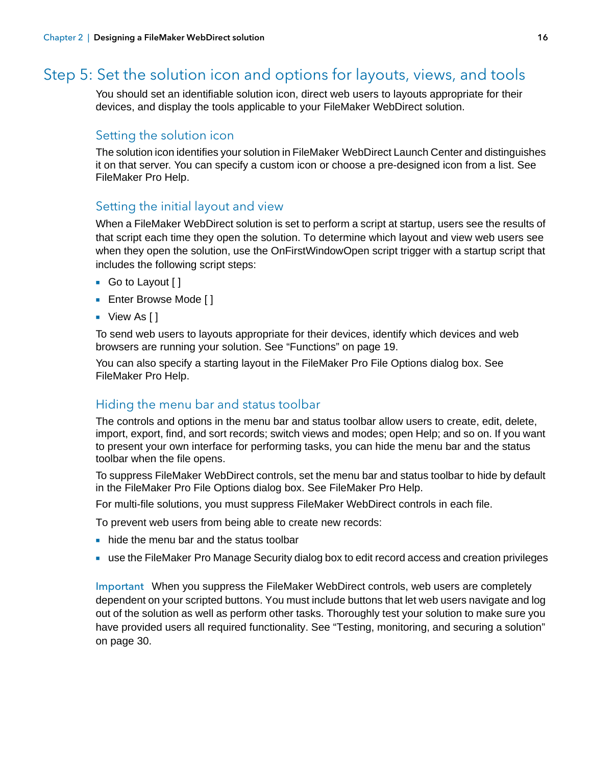## Step 5: Set the solution icon and options for layouts, views, and tools

You should set an identifiable solution icon, direct web users to layouts appropriate for their devices, and display the tools applicable to your FileMaker WebDirect solution.

### Setting the solution icon

The solution icon identifies your solution in FileMaker WebDirect Launch Center and distinguishes it on that server. You can specify a custom icon or choose a pre-designed icon from a list. See FileMaker Pro Help.

### Setting the initial layout and view

When a FileMaker WebDirect solution is set to perform a script at startup, users see the results of that script each time they open the solution. To determine which layout and view web users see when they open the solution, use the OnFirstWindowOpen script trigger with a startup script that includes the following script steps:

- Go to Layout [ ]
- Enter Browse Mode [ ]
- View As [ ]

To send web users to layouts appropriate for their devices, identify which devices and web browsers are running your solution. See "Functions" on page 19.

You can also specify a starting layout in the FileMaker Pro File Options dialog box. See FileMaker Pro Help.

### Hiding the menu bar and status toolbar

The controls and options in the menu bar and status toolbar allow users to create, edit, delete, import, export, find, and sort records; switch views and modes; open Help; and so on. If you want to present your own interface for performing tasks, you can hide the menu bar and the status toolbar when the file opens.

To suppress FileMaker WebDirect controls, set the menu bar and status toolbar to hide by default in the FileMaker Pro File Options dialog box. See FileMaker Pro Help.

For multi-file solutions, you must suppress FileMaker WebDirect controls in each file.

To prevent web users from being able to create new records:

- hide the menu bar and the status toolbar
- use the FileMaker Pro Manage Security dialog box to edit record access and creation privileges

Important  When you suppress the FileMaker WebDirect controls, web users are completely dependent on your scripted buttons. You must include buttons that let web users navigate and log out of the solution as well as perform other tasks. Thoroughly test your solution to make sure you have provided users all required functionality. See "Testing, monitoring, and securing a solution" on page 30.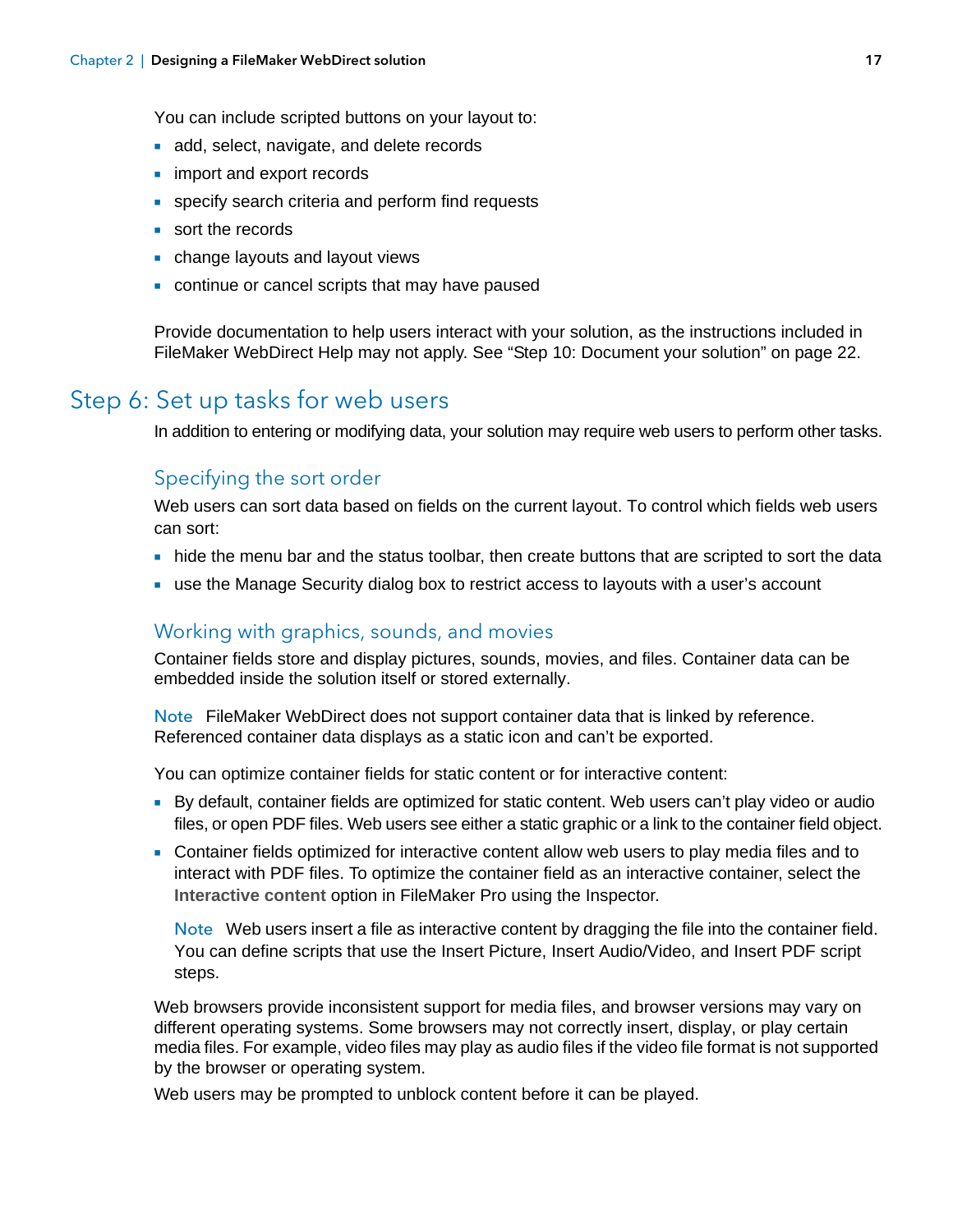You can include scripted buttons on your layout to:

- add, select, navigate, and delete records
- import and export records
- specify search criteria and perform find requests
- sort the records
- change layouts and layout views
- continue or cancel scripts that may have paused

Provide documentation to help users interact with your solution, as the instructions included in FileMaker WebDirect Help may not apply. See "Step 10: Document your solution" on page 22.

## Step 6: Set up tasks for web users

In addition to entering or modifying data, your solution may require web users to perform other tasks.

### Specifying the sort order

Web users can sort data based on fields on the current layout. To control which fields web users can sort:

- hide the menu bar and the status toolbar, then create buttons that are scripted to sort the data
- use the Manage Security dialog box to restrict access to layouts with a user's account

### Working with graphics, sounds, and movies

Container fields store and display pictures, sounds, movies, and files. Container data can be embedded inside the solution itself or stored externally.

Note FileMaker WebDirect does not support container data that is linked by reference. Referenced container data displays as a static icon and can't be exported.

You can optimize container fields for static content or for interactive content:

- By default, container fields are optimized for static content. Web users can't play video or audio files, or open PDF files. Web users see either a static graphic or a link to the container field object.
- Container fields optimized for interactive content allow web users to play media files and to interact with PDF files. To optimize the container field as an interactive container, select the **Interactive content** option in FileMaker Pro using the Inspector.

  Note Web users insert a file as interactive content by dragging the file into the container field. You can define scripts that use the Insert Picture, Insert Audio/Video, and Insert PDF script steps.

Web browsers provide inconsistent support for media files, and browser versions may vary on different operating systems. Some browsers may not correctly insert, display, or play certain media files. For example, video files may play as audio files if the video file format is not supported by the browser or operating system.

Web users may be prompted to unblock content before it can be played.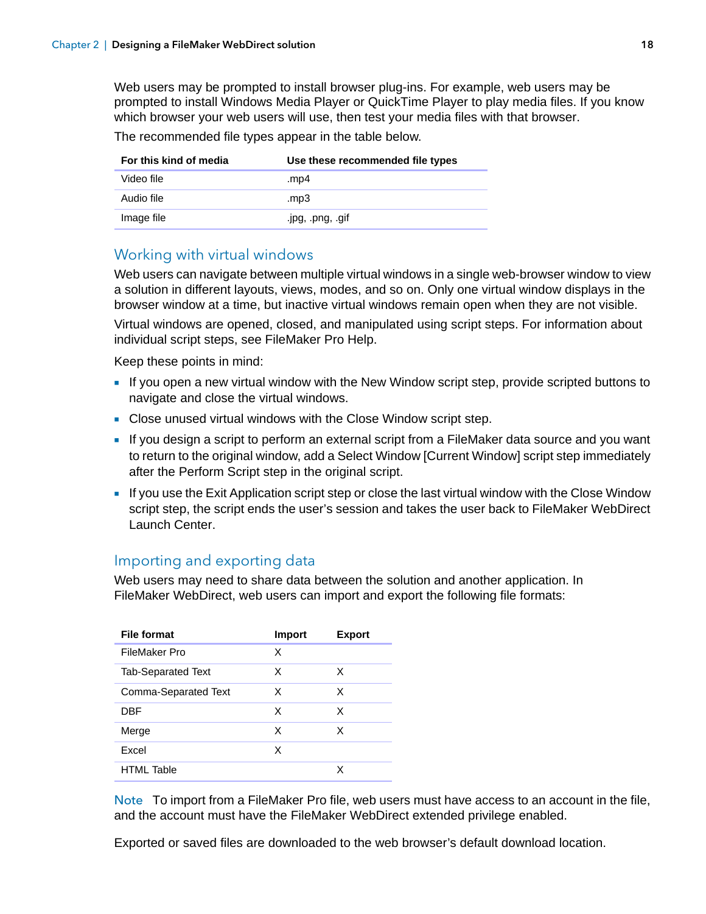Web users may be prompted to install browser plug-ins. For example, web users may be prompted to install Windows Media Player or QuickTime Player to play media files. If you know which browser your web users will use, then test your media files with that browser.

The recommended file types appear in the table below.

| For this kind of media | Use these recommended file types |
| --- | --- |
| Video file | .mp4 |
| Audio file | .mp3 |
| Image file | .jpg, .png, .gif |

## Working with virtual windows

Web users can navigate between multiple virtual windows in a single web-browser window to view a solution in different layouts, views, modes, and so on. Only one virtual window displays in the browser window at a time, but inactive virtual windows remain open when they are not visible.

Virtual windows are opened, closed, and manipulated using script steps. For information about individual script steps, see FileMaker Pro Help.

Keep these points in mind:

- If you open a new virtual window with the New Window script step, provide scripted buttons to navigate and close the virtual windows.
- Close unused virtual windows with the Close Window script step.
- If you design a script to perform an external script from a FileMaker data source and you want to return to the original window, add a Select Window [Current Window] script step immediately after the Perform Script step in the original script.
- If you use the Exit Application script step or close the last virtual window with the Close Window script step, the script ends the user's session and takes the user back to FileMaker WebDirect Launch Center.

## Importing and exporting data

Web users may need to share data between the solution and another application. In FileMaker WebDirect, web users can import and export the following file formats:

| File format | Import | Export |
| --- | --- | --- |
| FileMaker Pro | X | |
| Tab-Separated Text | X | X |
| Comma-Separated Text | X | X |
| DBF | X | X |
| Merge | X | X |
| Excel | X | |
| HTML Table | | X |

**Note** To import from a FileMaker Pro file, web users must have access to an account in the file, and the account must have the FileMaker WebDirect extended privilege enabled.

Exported or saved files are downloaded to the web browser's default download location.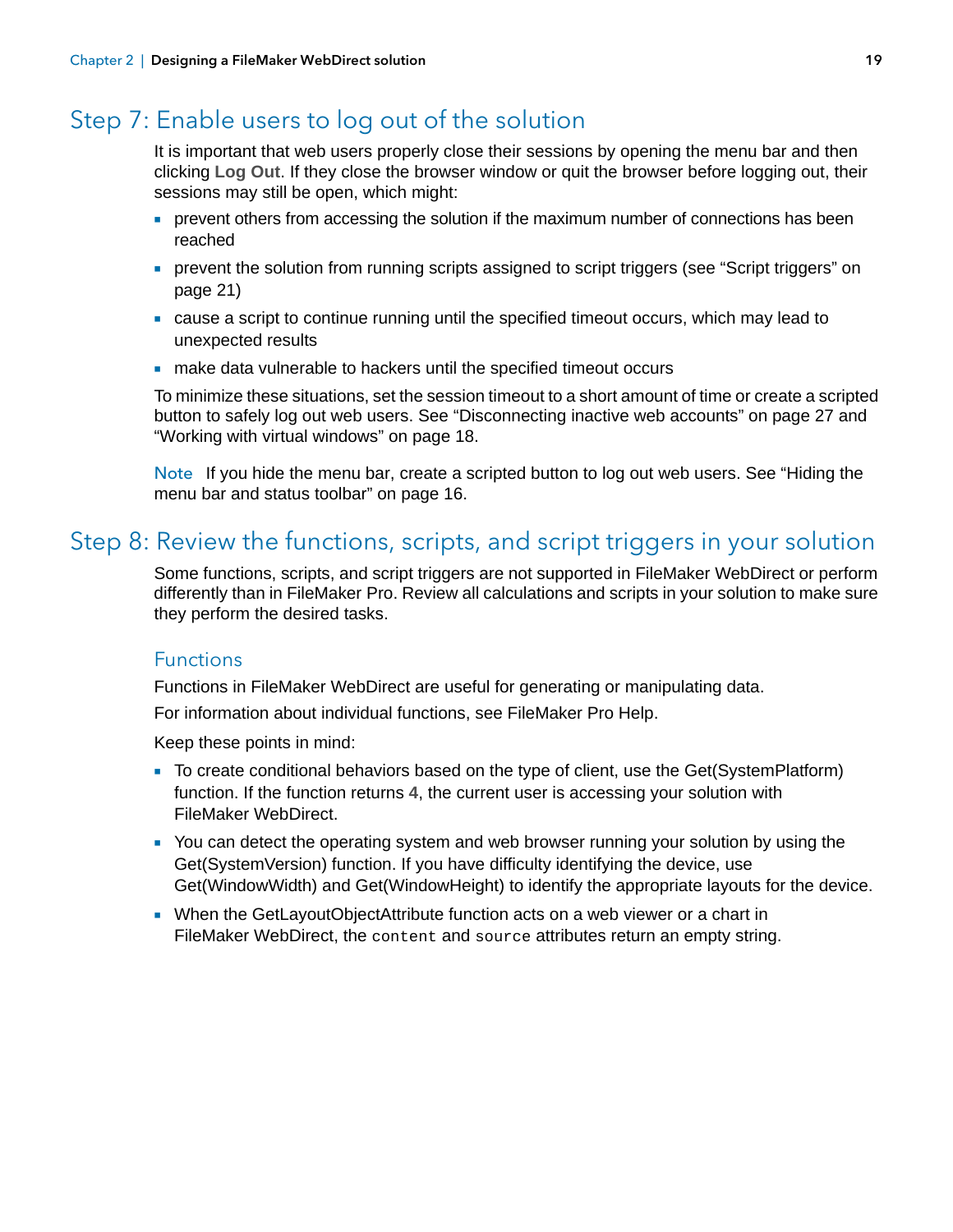## Step 7: Enable users to log out of the solution

It is important that web users properly close their sessions by opening the menu bar and then clicking **Log Out**. If they close the browser window or quit the browser before logging out, their sessions may still be open, which might:

- prevent others from accessing the solution if the maximum number of connections has been reached
- prevent the solution from running scripts assigned to script triggers (see "Script triggers" on page 21)
- cause a script to continue running until the specified timeout occurs, which may lead to unexpected results
- make data vulnerable to hackers until the specified timeout occurs

To minimize these situations, set the session timeout to a short amount of time or create a scripted button to safely log out web users. See "Disconnecting inactive web accounts" on page 27 and "Working with virtual windows" on page 18.

**Note** If you hide the menu bar, create a scripted button to log out web users. See "Hiding the menu bar and status toolbar" on page 16.

## Step 8: Review the functions, scripts, and script triggers in your solution

Some functions, scripts, and script triggers are not supported in FileMaker WebDirect or perform differently than in FileMaker Pro. Review all calculations and scripts in your solution to make sure they perform the desired tasks.

### Functions

Functions in FileMaker WebDirect are useful for generating or manipulating data.

For information about individual functions, see FileMaker Pro Help.

Keep these points in mind:

- To create conditional behaviors based on the type of client, use the Get(SystemPlatform) function. If the function returns **4**, the current user is accessing your solution with FileMaker WebDirect.
- You can detect the operating system and web browser running your solution by using the Get(SystemVersion) function. If you have difficulty identifying the device, use Get(WindowWidth) and Get(WindowHeight) to identify the appropriate layouts for the device.
- When the GetLayoutObjectAttribute function acts on a web viewer or a chart in FileMaker WebDirect, the `content` and `source` attributes return an empty string.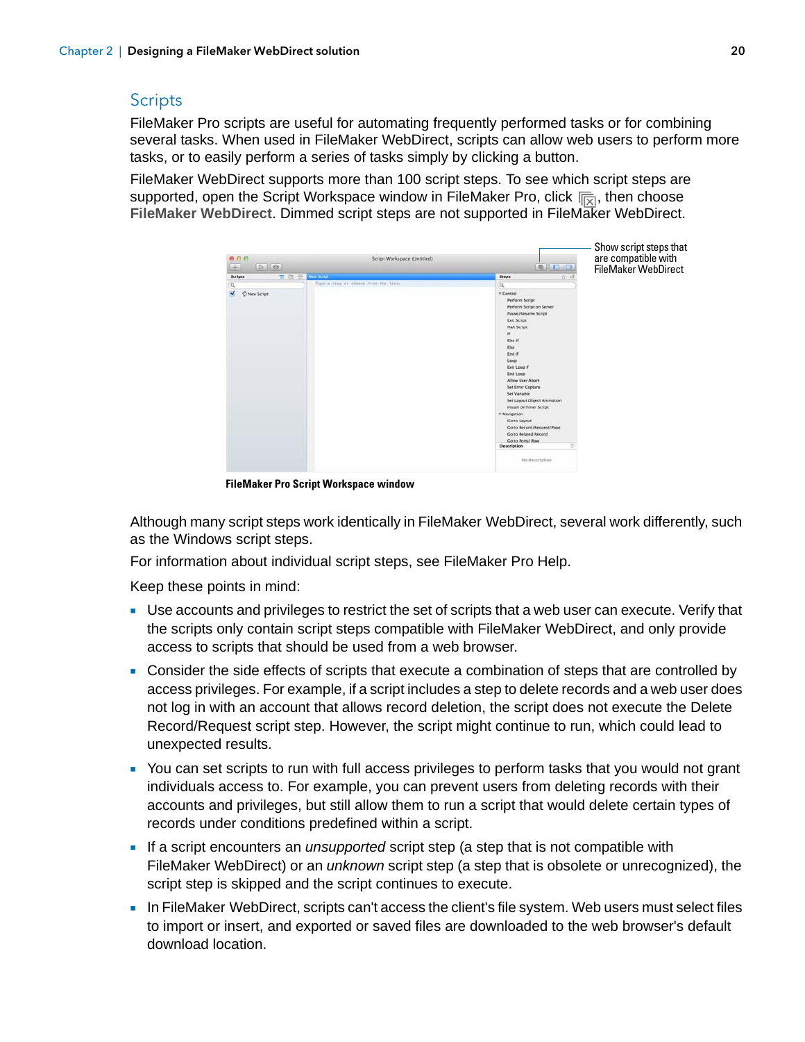## Scripts

FileMaker Pro scripts are useful for automating frequently performed tasks or for combining several tasks. When used in FileMaker WebDirect, scripts can allow web users to perform more tasks, or to easily perform a series of tasks simply by clicking a button.

FileMaker WebDirect supports more than 100 script steps. To see which script steps are supported, open the Script Workspace window in FileMaker Pro, click , then choose **FileMaker WebDirect**. Dimmed script steps are not supported in FileMaker WebDirect.

Show script steps that are compatible with FileMaker WebDirect

**FileMaker Pro Script Workspace window**

Although many script steps work identically in FileMaker WebDirect, several work differently, such as the Windows script steps.

For information about individual script steps, see FileMaker Pro Help.

Keep these points in mind:

- Use accounts and privileges to restrict the set of scripts that a web user can execute. Verify that the scripts only contain script steps compatible with FileMaker WebDirect, and only provide access to scripts that should be used from a web browser.
- Consider the side effects of scripts that execute a combination of steps that are controlled by access privileges. For example, if a script includes a step to delete records and a web user does not log in with an account that allows record deletion, the script does not execute the Delete Record/Request script step. However, the script might continue to run, which could lead to unexpected results.
- You can set scripts to run with full access privileges to perform tasks that you would not grant individuals access to. For example, you can prevent users from deleting records with their accounts and privileges, but still allow them to run a script that would delete certain types of records under conditions predefined within a script.
- If a script encounters an *unsupported* script step (a step that is not compatible with FileMaker WebDirect) or an *unknown* script step (a step that is obsolete or unrecognized), the script step is skipped and the script continues to execute.
- In FileMaker WebDirect, scripts can't access the client's file system. Web users must select files to import or insert, and exported or saved files are downloaded to the web browser's default download location.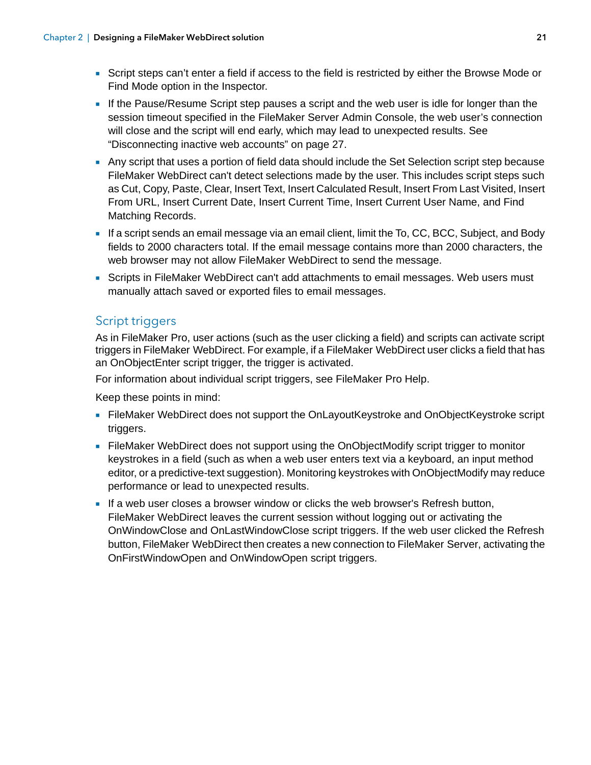- Script steps can't enter a field if access to the field is restricted by either the Browse Mode or Find Mode option in the Inspector.
- If the Pause/Resume Script step pauses a script and the web user is idle for longer than the session timeout specified in the FileMaker Server Admin Console, the web user's connection will close and the script will end early, which may lead to unexpected results. See "Disconnecting inactive web accounts" on page 27.
- Any script that uses a portion of field data should include the Set Selection script step because FileMaker WebDirect can't detect selections made by the user. This includes script steps such as Cut, Copy, Paste, Clear, Insert Text, Insert Calculated Result, Insert From Last Visited, Insert From URL, Insert Current Date, Insert Current Time, Insert Current User Name, and Find Matching Records.
- If a script sends an email message via an email client, limit the To, CC, BCC, Subject, and Body fields to 2000 characters total. If the email message contains more than 2000 characters, the web browser may not allow FileMaker WebDirect to send the message.
- Scripts in FileMaker WebDirect can't add attachments to email messages. Web users must manually attach saved or exported files to email messages.

## Script triggers

As in FileMaker Pro, user actions (such as the user clicking a field) and scripts can activate script triggers in FileMaker WebDirect. For example, if a FileMaker WebDirect user clicks a field that has an OnObjectEnter script trigger, the trigger is activated.

For information about individual script triggers, see FileMaker Pro Help.

Keep these points in mind:

- FileMaker WebDirect does not support the OnLayoutKeystroke and OnObjectKeystroke script triggers.
- FileMaker WebDirect does not support using the OnObjectModify script trigger to monitor keystrokes in a field (such as when a web user enters text via a keyboard, an input method editor, or a predictive-text suggestion). Monitoring keystrokes with OnObjectModify may reduce performance or lead to unexpected results.
- If a web user closes a browser window or clicks the web browser's Refresh button, FileMaker WebDirect leaves the current session without logging out or activating the OnWindowClose and OnLastWindowClose script triggers. If the web user clicked the Refresh button, FileMaker WebDirect then creates a new connection to FileMaker Server, activating the OnFirstWindowOpen and OnWindowOpen script triggers.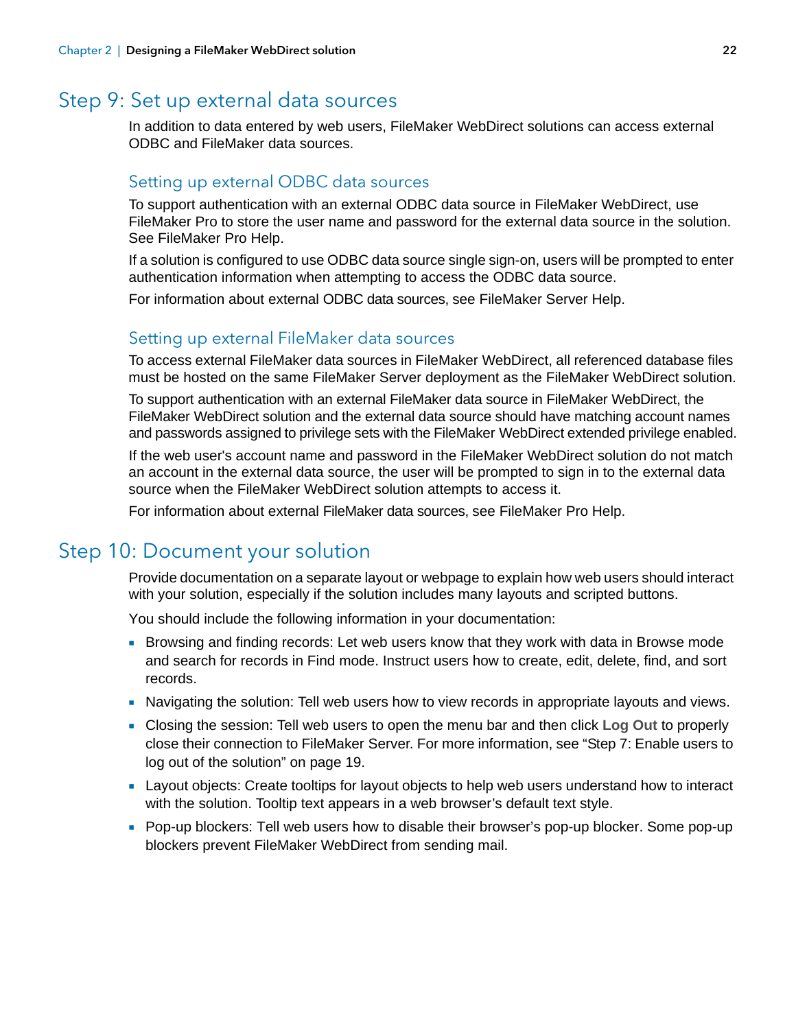## Step 9: Set up external data sources

In addition to data entered by web users, FileMaker WebDirect solutions can access external ODBC and FileMaker data sources.

### Setting up external ODBC data sources

To support authentication with an external ODBC data source in FileMaker WebDirect, use FileMaker Pro to store the user name and password for the external data source in the solution. See FileMaker Pro Help.

If a solution is configured to use ODBC data source single sign-on, users will be prompted to enter authentication information when attempting to access the ODBC data source.

For information about external ODBC data sources, see FileMaker Server Help.

### Setting up external FileMaker data sources

To access external FileMaker data sources in FileMaker WebDirect, all referenced database files must be hosted on the same FileMaker Server deployment as the FileMaker WebDirect solution.

To support authentication with an external FileMaker data source in FileMaker WebDirect, the FileMaker WebDirect solution and the external data source should have matching account names and passwords assigned to privilege sets with the FileMaker WebDirect extended privilege enabled.

If the web user's account name and password in the FileMaker WebDirect solution do not match an account in the external data source, the user will be prompted to sign in to the external data source when the FileMaker WebDirect solution attempts to access it.

For information about external FileMaker data sources, see FileMaker Pro Help.

## Step 10: Document your solution

Provide documentation on a separate layout or webpage to explain how web users should interact with your solution, especially if the solution includes many layouts and scripted buttons.

You should include the following information in your documentation:

- Browsing and finding records: Let web users know that they work with data in Browse mode and search for records in Find mode. Instruct users how to create, edit, delete, find, and sort records.
- Navigating the solution: Tell web users how to view records in appropriate layouts and views.
- Closing the session: Tell web users to open the menu bar and then click **Log Out** to properly close their connection to FileMaker Server. For more information, see "Step 7: Enable users to log out of the solution" on page 19.
- Layout objects: Create tooltips for layout objects to help web users understand how to interact with the solution. Tooltip text appears in a web browser's default text style.
- Pop-up blockers: Tell web users how to disable their browser's pop-up blocker. Some pop-up blockers prevent FileMaker WebDirect from sending mail.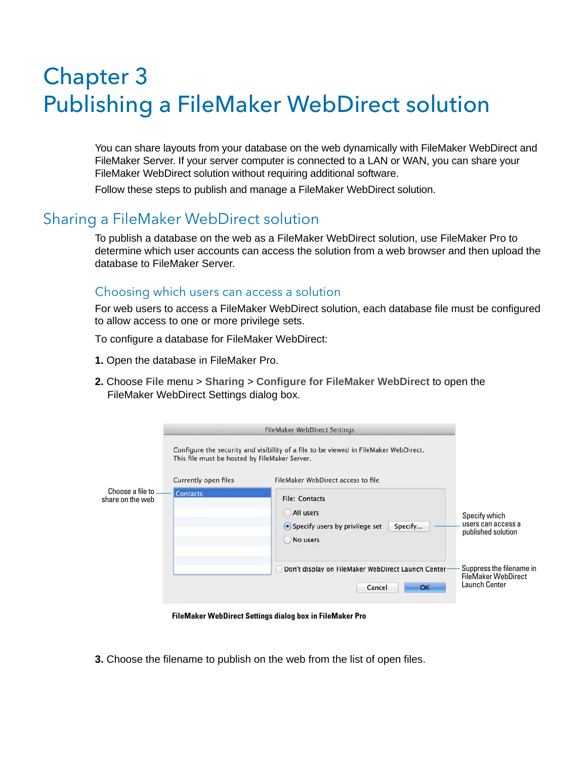# Chapter 3
# Publishing a FileMaker WebDirect solution

You can share layouts from your database on the web dynamically with FileMaker WebDirect and FileMaker Server. If your server computer is connected to a LAN or WAN, you can share your FileMaker WebDirect solution without requiring additional software.

Follow these steps to publish and manage a FileMaker WebDirect solution.

## Sharing a FileMaker WebDirect solution

To publish a database on the web as a FileMaker WebDirect solution, use FileMaker Pro to determine which user accounts can access the solution from a web browser and then upload the database to FileMaker Server.

### Choosing which users can access a solution

For web users to access a FileMaker WebDirect solution, each database file must be configured to allow access to one or more privilege sets.

To configure a database for FileMaker WebDirect:

**1.** Open the database in FileMaker Pro.

**2.** Choose **File** menu > **Sharing** > **Configure for FileMaker WebDirect** to open the FileMaker WebDirect Settings dialog box.

**FileMaker WebDirect Settings dialog box in FileMaker Pro**

**3.** Choose the filename to publish on the web from the list of open files.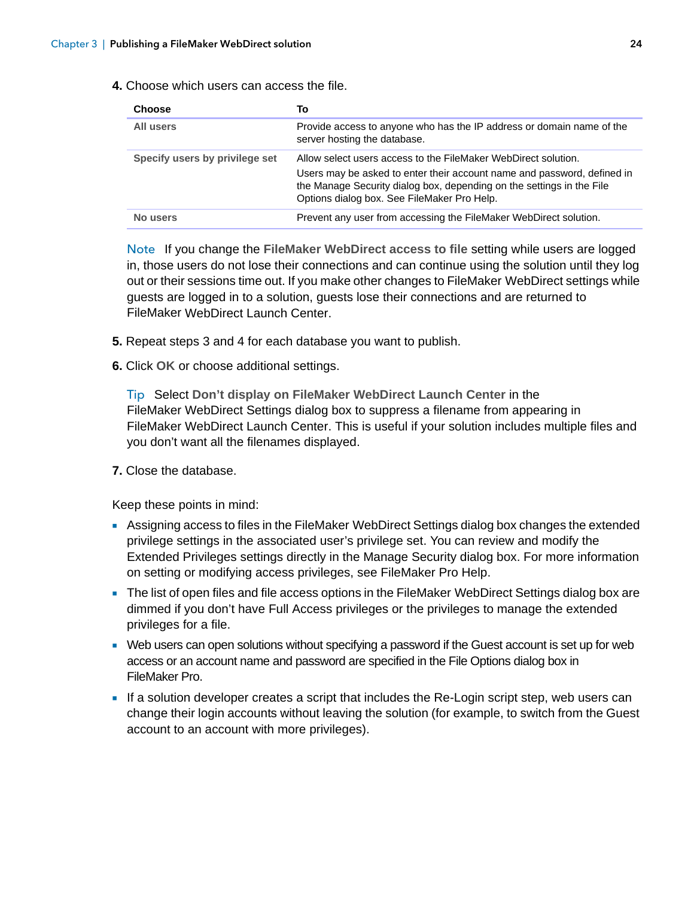4. Choose which users can access the file.

| Choose | To |
|---|---|
| **All users** | Provide access to anyone who has the IP address or domain name of the server hosting the database. |
| **Specify users by privilege set** | Allow select users access to the FileMaker WebDirect solution.<br>Users may be asked to enter their account name and password, defined in the Manage Security dialog box, depending on the settings in the File Options dialog box. See FileMaker Pro Help. |
| **No users** | Prevent any user from accessing the FileMaker WebDirect solution. |

Note If you change the **FileMaker WebDirect access to file** setting while users are logged in, those users do not lose their connections and can continue using the solution until they log out or their sessions time out. If you make other changes to FileMaker WebDirect settings while guests are logged in to a solution, guests lose their connections and are returned to FileMaker WebDirect Launch Center.

5. Repeat steps 3 and 4 for each database you want to publish.

6. Click **OK** or choose additional settings.

   Tip Select **Don't display on FileMaker WebDirect Launch Center** in the FileMaker WebDirect Settings dialog box to suppress a filename from appearing in FileMaker WebDirect Launch Center. This is useful if your solution includes multiple files and you don't want all the filenames displayed.

7. Close the database.

Keep these points in mind:

- Assigning access to files in the FileMaker WebDirect Settings dialog box changes the extended privilege settings in the associated user's privilege set. You can review and modify the Extended Privileges settings directly in the Manage Security dialog box. For more information on setting or modifying access privileges, see FileMaker Pro Help.
- The list of open files and file access options in the FileMaker WebDirect Settings dialog box are dimmed if you don't have Full Access privileges or the privileges to manage the extended privileges for a file.
- Web users can open solutions without specifying a password if the Guest account is set up for web access or an account name and password are specified in the File Options dialog box in FileMaker Pro.
- If a solution developer creates a script that includes the Re-Login script step, web users can change their login accounts without leaving the solution (for example, to switch from the Guest account to an account with more privileges).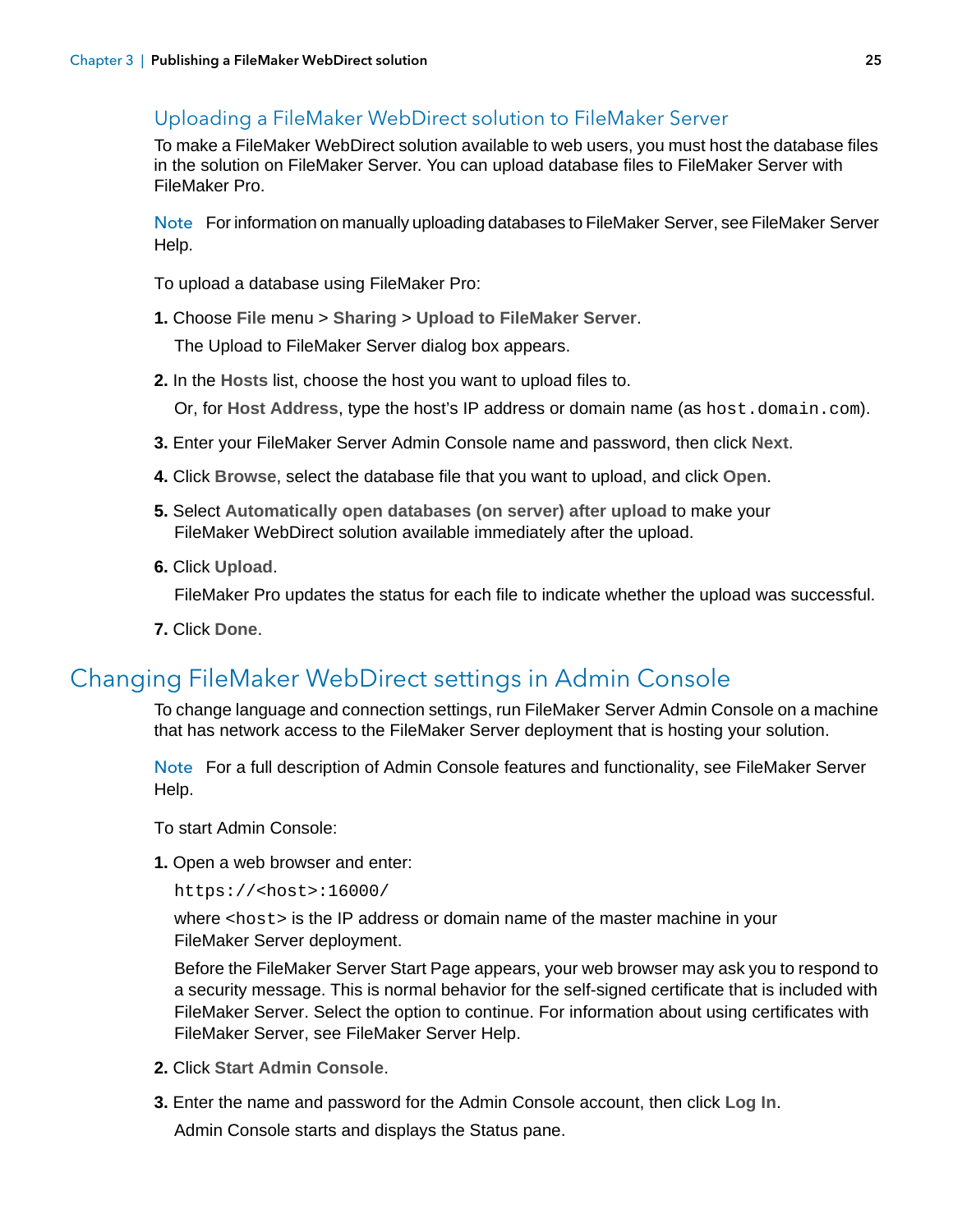### Uploading a FileMaker WebDirect solution to FileMaker Server

To make a FileMaker WebDirect solution available to web users, you must host the database files in the solution on FileMaker Server. You can upload database files to FileMaker Server with FileMaker Pro.

Note For information on manually uploading databases to FileMaker Server, see FileMaker Server Help.

To upload a database using FileMaker Pro:

1. Choose **File** menu > **Sharing** > **Upload to FileMaker Server**.

   The Upload to FileMaker Server dialog box appears.

2. In the **Hosts** list, choose the host you want to upload files to.

   Or, for **Host Address**, type the host's IP address or domain name (as `host.domain.com`).

3. Enter your FileMaker Server Admin Console name and password, then click **Next**.

4. Click **Browse**, select the database file that you want to upload, and click **Open**.

5. Select **Automatically open databases (on server) after upload** to make your FileMaker WebDirect solution available immediately after the upload.

6. Click **Upload**.

   FileMaker Pro updates the status for each file to indicate whether the upload was successful.

7. Click **Done**.

## Changing FileMaker WebDirect settings in Admin Console

To change language and connection settings, run FileMaker Server Admin Console on a machine that has network access to the FileMaker Server deployment that is hosting your solution.

Note For a full description of Admin Console features and functionality, see FileMaker Server Help.

To start Admin Console:

1. Open a web browser and enter:

   `https://<host>:16000/`

   where `<host>` is the IP address or domain name of the master machine in your FileMaker Server deployment.

   Before the FileMaker Server Start Page appears, your web browser may ask you to respond to a security message. This is normal behavior for the self-signed certificate that is included with FileMaker Server. Select the option to continue. For information about using certificates with FileMaker Server, see FileMaker Server Help.

2. Click **Start Admin Console**.

3. Enter the name and password for the Admin Console account, then click **Log In**.

   Admin Console starts and displays the Status pane.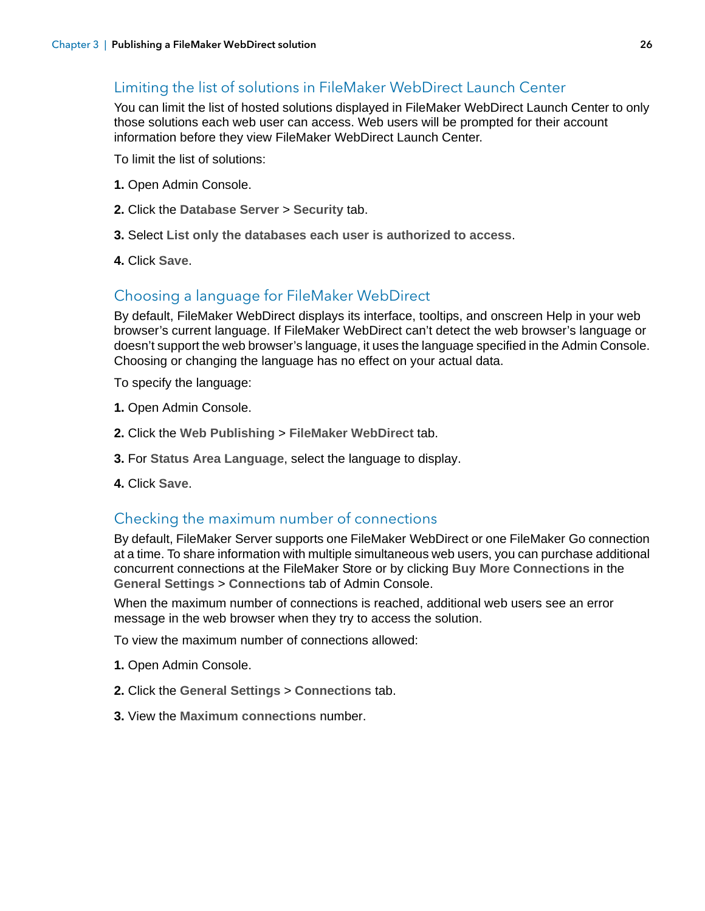## Limiting the list of solutions in FileMaker WebDirect Launch Center

You can limit the list of hosted solutions displayed in FileMaker WebDirect Launch Center to only those solutions each web user can access. Web users will be prompted for their account information before they view FileMaker WebDirect Launch Center.

To limit the list of solutions:

**1.** Open Admin Console.

**2.** Click the **Database Server** > **Security** tab.

**3.** Select **List only the databases each user is authorized to access**.

**4.** Click **Save**.

## Choosing a language for FileMaker WebDirect

By default, FileMaker WebDirect displays its interface, tooltips, and onscreen Help in your web browser's current language. If FileMaker WebDirect can't detect the web browser's language or doesn't support the web browser's language, it uses the language specified in the Admin Console. Choosing or changing the language has no effect on your actual data.

To specify the language:

**1.** Open Admin Console.

**2.** Click the **Web Publishing** > **FileMaker WebDirect** tab.

**3.** For **Status Area Language**, select the language to display.

**4.** Click **Save**.

## Checking the maximum number of connections

By default, FileMaker Server supports one FileMaker WebDirect or one FileMaker Go connection at a time. To share information with multiple simultaneous web users, you can purchase additional concurrent connections at the FileMaker Store or by clicking **Buy More Connections** in the **General Settings** > **Connections** tab of Admin Console.

When the maximum number of connections is reached, additional web users see an error message in the web browser when they try to access the solution.

To view the maximum number of connections allowed:

**1.** Open Admin Console.

**2.** Click the **General Settings** > **Connections** tab.

**3.** View the **Maximum connections** number.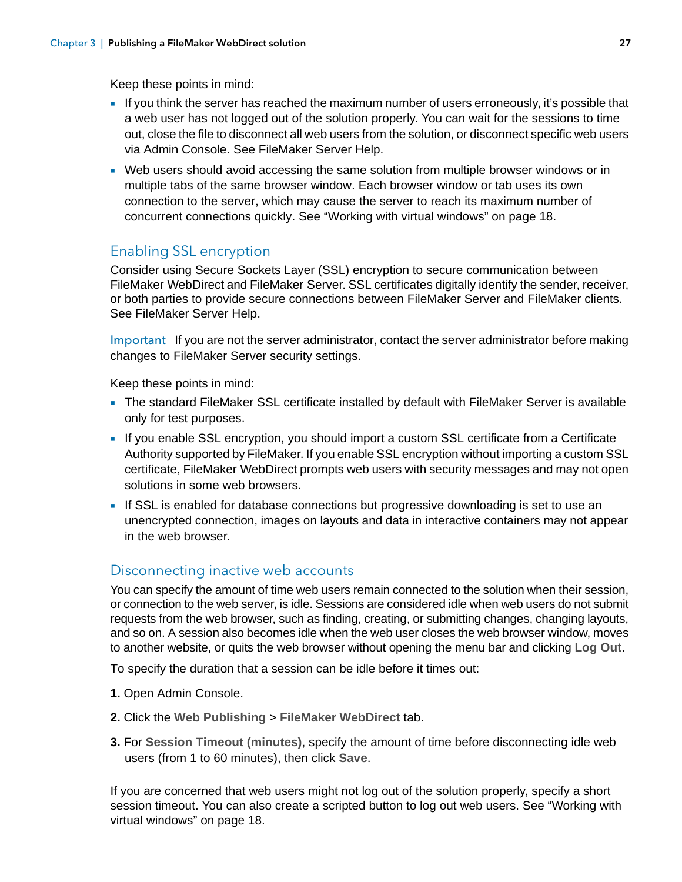Keep these points in mind:

- If you think the server has reached the maximum number of users erroneously, it's possible that a web user has not logged out of the solution properly. You can wait for the sessions to time out, close the file to disconnect all web users from the solution, or disconnect specific web users via Admin Console. See FileMaker Server Help.
- Web users should avoid accessing the same solution from multiple browser windows or in multiple tabs of the same browser window. Each browser window or tab uses its own connection to the server, which may cause the server to reach its maximum number of concurrent connections quickly. See "Working with virtual windows" on page 18.

## Enabling SSL encryption

Consider using Secure Sockets Layer (SSL) encryption to secure communication between FileMaker WebDirect and FileMaker Server. SSL certificates digitally identify the sender, receiver, or both parties to provide secure connections between FileMaker Server and FileMaker clients. See FileMaker Server Help.

Important If you are not the server administrator, contact the server administrator before making changes to FileMaker Server security settings.

Keep these points in mind:

- The standard FileMaker SSL certificate installed by default with FileMaker Server is available only for test purposes.
- If you enable SSL encryption, you should import a custom SSL certificate from a Certificate Authority supported by FileMaker. If you enable SSL encryption without importing a custom SSL certificate, FileMaker WebDirect prompts web users with security messages and may not open solutions in some web browsers.
- If SSL is enabled for database connections but progressive downloading is set to use an unencrypted connection, images on layouts and data in interactive containers may not appear in the web browser.

## Disconnecting inactive web accounts

You can specify the amount of time web users remain connected to the solution when their session, or connection to the web server, is idle. Sessions are considered idle when web users do not submit requests from the web browser, such as finding, creating, or submitting changes, changing layouts, and so on. A session also becomes idle when the web user closes the web browser window, moves to another website, or quits the web browser without opening the menu bar and clicking **Log Out**.

To specify the duration that a session can be idle before it times out:

1. Open Admin Console.
2. Click the **Web Publishing** > **FileMaker WebDirect** tab.
3. For **Session Timeout (minutes)**, specify the amount of time before disconnecting idle web users (from 1 to 60 minutes), then click **Save**.

If you are concerned that web users might not log out of the solution properly, specify a short session timeout. You can also create a scripted button to log out web users. See "Working with virtual windows" on page 18.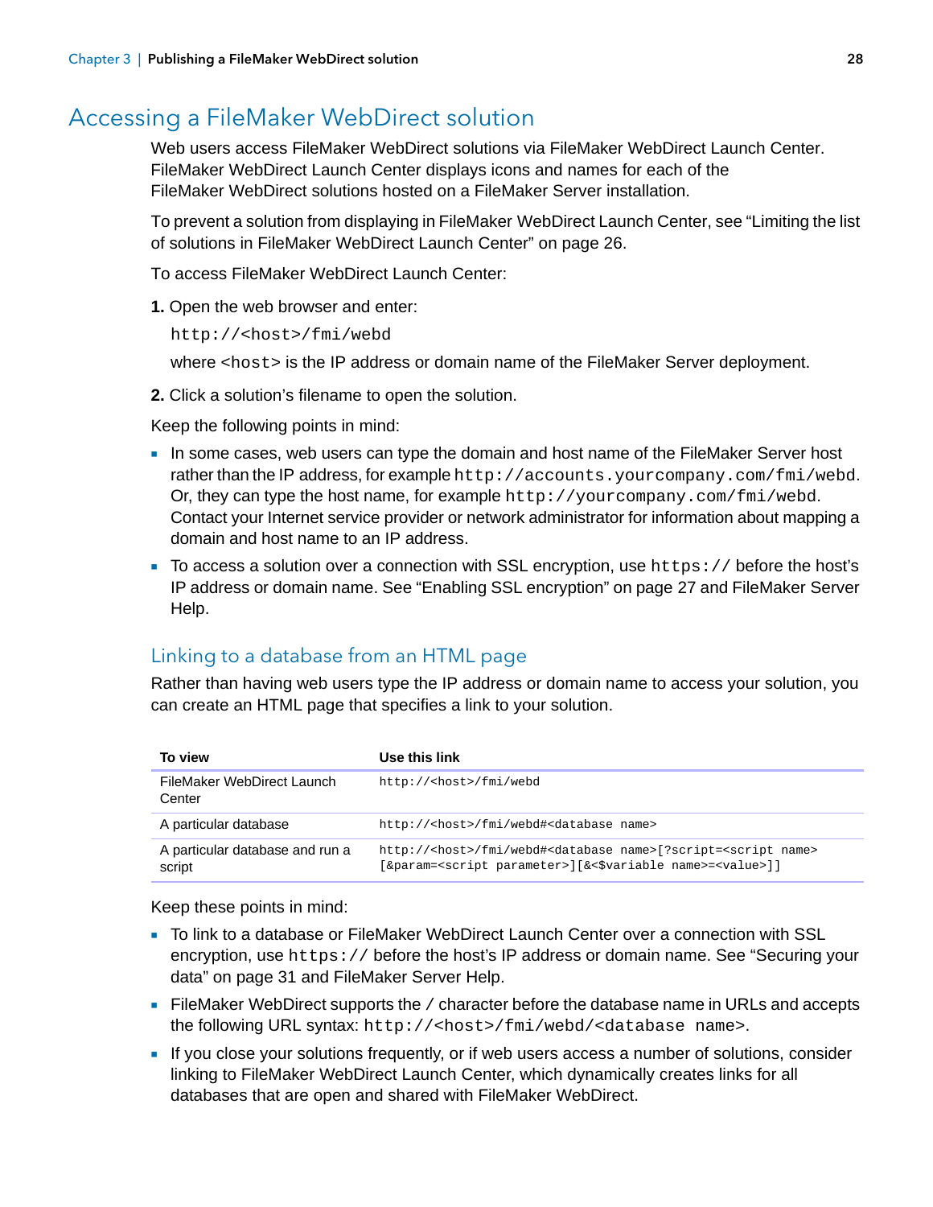## Accessing a FileMaker WebDirect solution

Web users access FileMaker WebDirect solutions via FileMaker WebDirect Launch Center. FileMaker WebDirect Launch Center displays icons and names for each of the FileMaker WebDirect solutions hosted on a FileMaker Server installation.

To prevent a solution from displaying in FileMaker WebDirect Launch Center, see “Limiting the list of solutions in FileMaker WebDirect Launch Center” on page 26.

To access FileMaker WebDirect Launch Center:

**1.** Open the web browser and enter:

```
http://<host>/fmi/webd
```

where `<host>` is the IP address or domain name of the FileMaker Server deployment.

**2.** Click a solution’s filename to open the solution.

Keep the following points in mind:

- In some cases, web users can type the domain and host name of the FileMaker Server host rather than the IP address, for example `http://accounts.yourcompany.com/fmi/webd`. Or, they can type the host name, for example `http://yourcompany.com/fmi/webd`. Contact your Internet service provider or network administrator for information about mapping a domain and host name to an IP address.
- To access a solution over a connection with SSL encryption, use `https://` before the host’s IP address or domain name. See “Enabling SSL encryption” on page 27 and FileMaker Server Help.

### Linking to a database from an HTML page

Rather than having web users type the IP address or domain name to access your solution, you can create an HTML page that specifies a link to your solution.

| To view | Use this link |
|---|---|
| FileMaker WebDirect Launch Center | `http://<host>/fmi/webd` |
| A particular database | `http://<host>/fmi/webd#<database name>` |
| A particular database and run a script | `http://<host>/fmi/webd#<database name>[?script=<script name>[&param=<script parameter>][&<$variable name>=<value>]]` |

Keep these points in mind:

- To link to a database or FileMaker WebDirect Launch Center over a connection with SSL encryption, use `https://` before the host’s IP address or domain name. See “Securing your data” on page 31 and FileMaker Server Help.
- FileMaker WebDirect supports the `/` character before the database name in URLs and accepts the following URL syntax: `http://<host>/fmi/webd/<database name>`.
- If you close your solutions frequently, or if web users access a number of solutions, consider linking to FileMaker WebDirect Launch Center, which dynamically creates links for all databases that are open and shared with FileMaker WebDirect.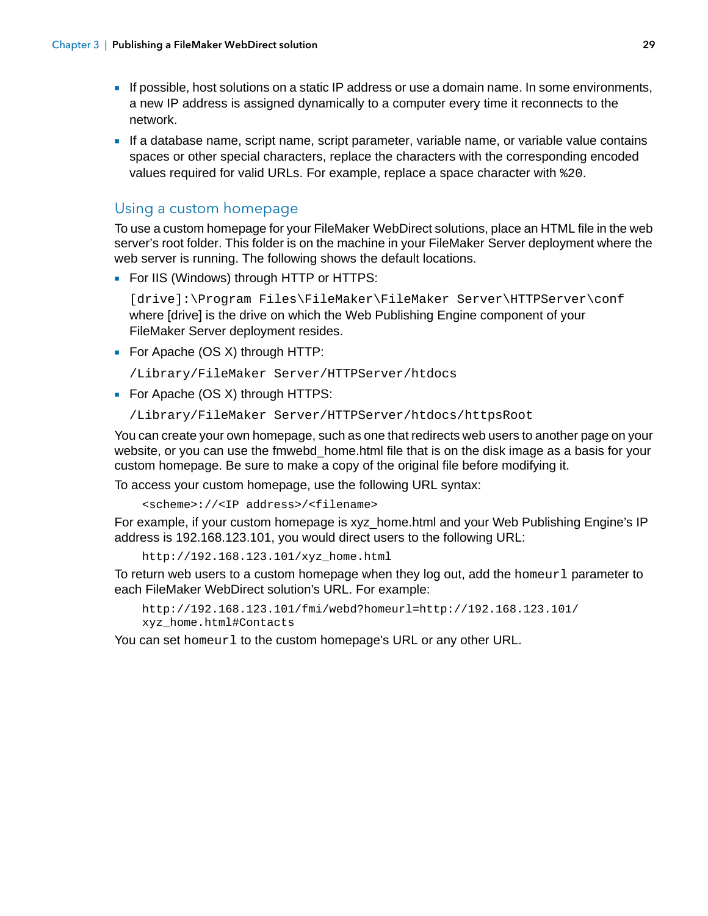- If possible, host solutions on a static IP address or use a domain name. In some environments, a new IP address is assigned dynamically to a computer every time it reconnects to the network.
- If a database name, script name, script parameter, variable name, or variable value contains spaces or other special characters, replace the characters with the corresponding encoded values required for valid URLs. For example, replace a space character with `%20`.

## Using a custom homepage

To use a custom homepage for your FileMaker WebDirect solutions, place an HTML file in the web server's root folder. This folder is on the machine in your FileMaker Server deployment where the web server is running. The following shows the default locations.

- For IIS (Windows) through HTTP or HTTPS:

  `[drive]:\Program Files\FileMaker\FileMaker Server\HTTPServer\conf`

  where [drive] is the drive on which the Web Publishing Engine component of your FileMaker Server deployment resides.

- For Apache (OS X) through HTTP:

  `/Library/FileMaker Server/HTTPServer/htdocs`

- For Apache (OS X) through HTTPS:

  `/Library/FileMaker Server/HTTPServer/htdocs/httpsRoot`

You can create your own homepage, such as one that redirects web users to another page on your website, or you can use the fmwebd_home.html file that is on the disk image as a basis for your custom homepage. Be sure to make a copy of the original file before modifying it.

To access your custom homepage, use the following URL syntax:

```
<scheme>://<IP address>/<filename>
```

For example, if your custom homepage is xyz_home.html and your Web Publishing Engine's IP address is 192.168.123.101, you would direct users to the following URL:

```
http://192.168.123.101/xyz_home.html
```

To return web users to a custom homepage when they log out, add the `homeurl` parameter to each FileMaker WebDirect solution's URL. For example:

```
http://192.168.123.101/fmi/webd?homeurl=http://192.168.123.101/
xyz_home.html#Contacts
```

You can set `homeurl` to the custom homepage's URL or any other URL.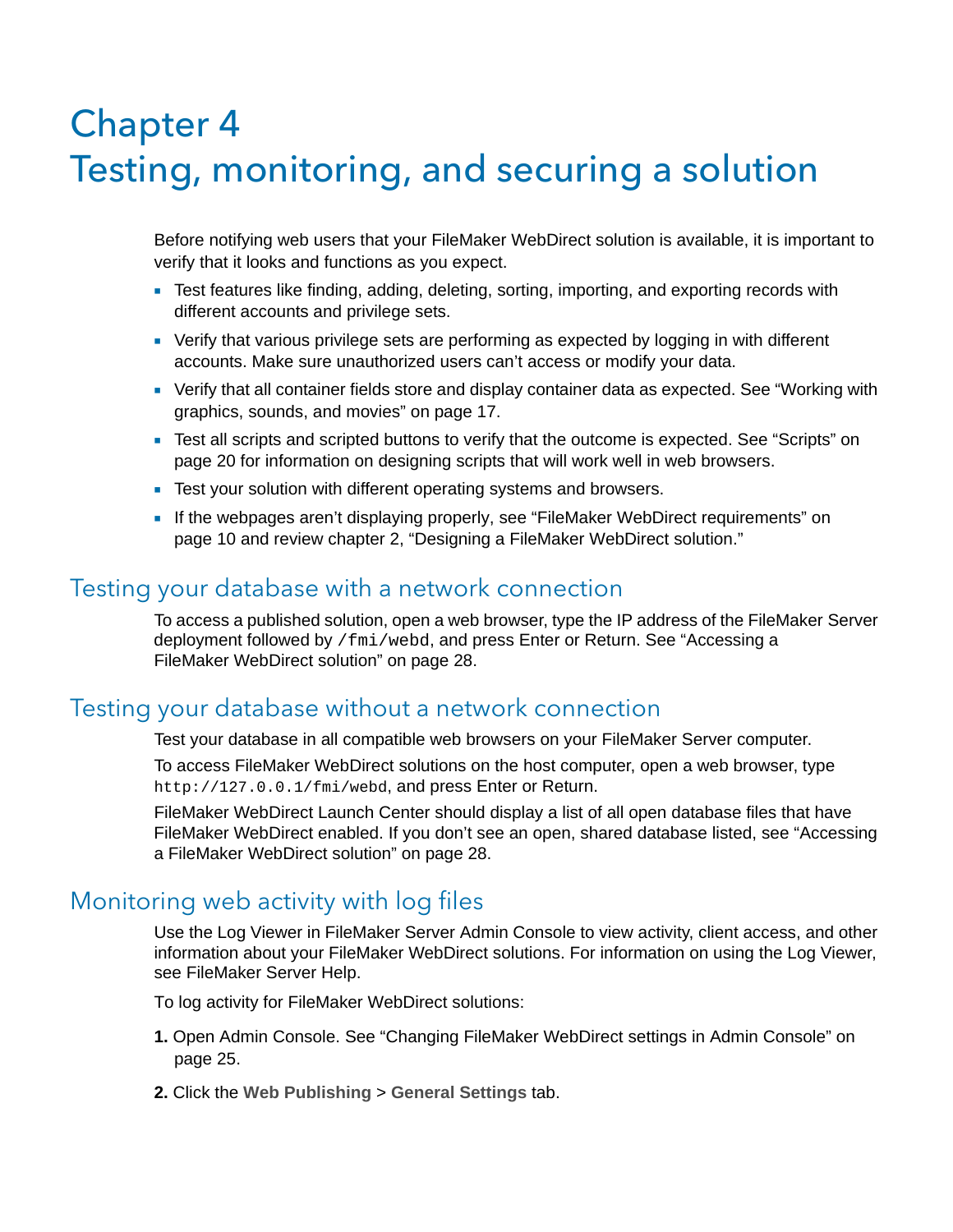# Chapter 4
# Testing, monitoring, and securing a solution

Before notifying web users that your FileMaker WebDirect solution is available, it is important to verify that it looks and functions as you expect.

- Test features like finding, adding, deleting, sorting, importing, and exporting records with different accounts and privilege sets.
- Verify that various privilege sets are performing as expected by logging in with different accounts. Make sure unauthorized users can't access or modify your data.
- Verify that all container fields store and display container data as expected. See "Working with graphics, sounds, and movies" on page 17.
- Test all scripts and scripted buttons to verify that the outcome is expected. See "Scripts" on page 20 for information on designing scripts that will work well in web browsers.
- Test your solution with different operating systems and browsers.
- If the webpages aren't displaying properly, see "FileMaker WebDirect requirements" on page 10 and review chapter 2, "Designing a FileMaker WebDirect solution."

## Testing your database with a network connection

To access a published solution, open a web browser, type the IP address of the FileMaker Server deployment followed by `/fmi/webd`, and press Enter or Return. See "Accessing a FileMaker WebDirect solution" on page 28.

## Testing your database without a network connection

Test your database in all compatible web browsers on your FileMaker Server computer.

To access FileMaker WebDirect solutions on the host computer, open a web browser, type `http://127.0.0.1/fmi/webd`, and press Enter or Return.

FileMaker WebDirect Launch Center should display a list of all open database files that have FileMaker WebDirect enabled. If you don't see an open, shared database listed, see "Accessing a FileMaker WebDirect solution" on page 28.

## Monitoring web activity with log files

Use the Log Viewer in FileMaker Server Admin Console to view activity, client access, and other information about your FileMaker WebDirect solutions. For information on using the Log Viewer, see FileMaker Server Help.

To log activity for FileMaker WebDirect solutions:

1. Open Admin Console. See "Changing FileMaker WebDirect settings in Admin Console" on page 25.
2. Click the **Web Publishing** > **General Settings** tab.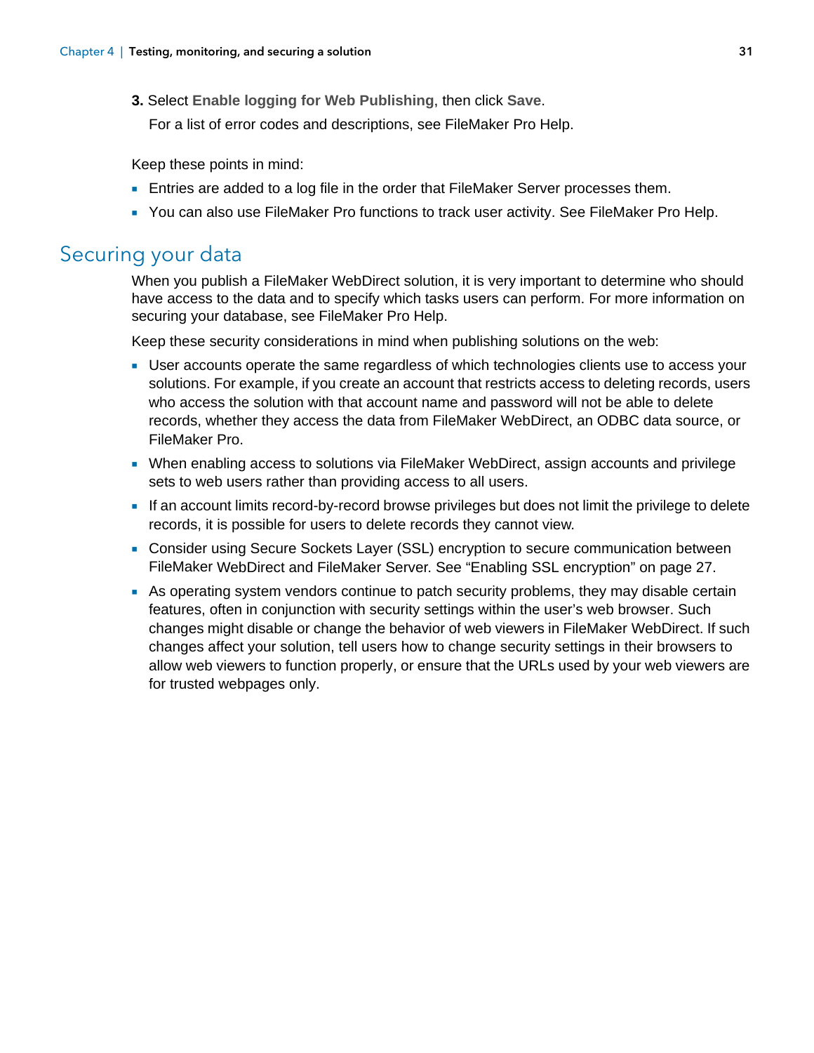3. Select **Enable logging for Web Publishing**, then click **Save**.

   For a list of error codes and descriptions, see FileMaker Pro Help.

Keep these points in mind:

- Entries are added to a log file in the order that FileMaker Server processes them.
- You can also use FileMaker Pro functions to track user activity. See FileMaker Pro Help.

## Securing your data

When you publish a FileMaker WebDirect solution, it is very important to determine who should have access to the data and to specify which tasks users can perform. For more information on securing your database, see FileMaker Pro Help.

Keep these security considerations in mind when publishing solutions on the web:

- User accounts operate the same regardless of which technologies clients use to access your solutions. For example, if you create an account that restricts access to deleting records, users who access the solution with that account name and password will not be able to delete records, whether they access the data from FileMaker WebDirect, an ODBC data source, or FileMaker Pro.
- When enabling access to solutions via FileMaker WebDirect, assign accounts and privilege sets to web users rather than providing access to all users.
- If an account limits record-by-record browse privileges but does not limit the privilege to delete records, it is possible for users to delete records they cannot view.
- Consider using Secure Sockets Layer (SSL) encryption to secure communication between FileMaker WebDirect and FileMaker Server. See "Enabling SSL encryption" on page 27.
- As operating system vendors continue to patch security problems, they may disable certain features, often in conjunction with security settings within the user's web browser. Such changes might disable or change the behavior of web viewers in FileMaker WebDirect. If such changes affect your solution, tell users how to change security settings in their browsers to allow web viewers to function properly, or ensure that the URLs used by your web viewers are for trusted webpages only.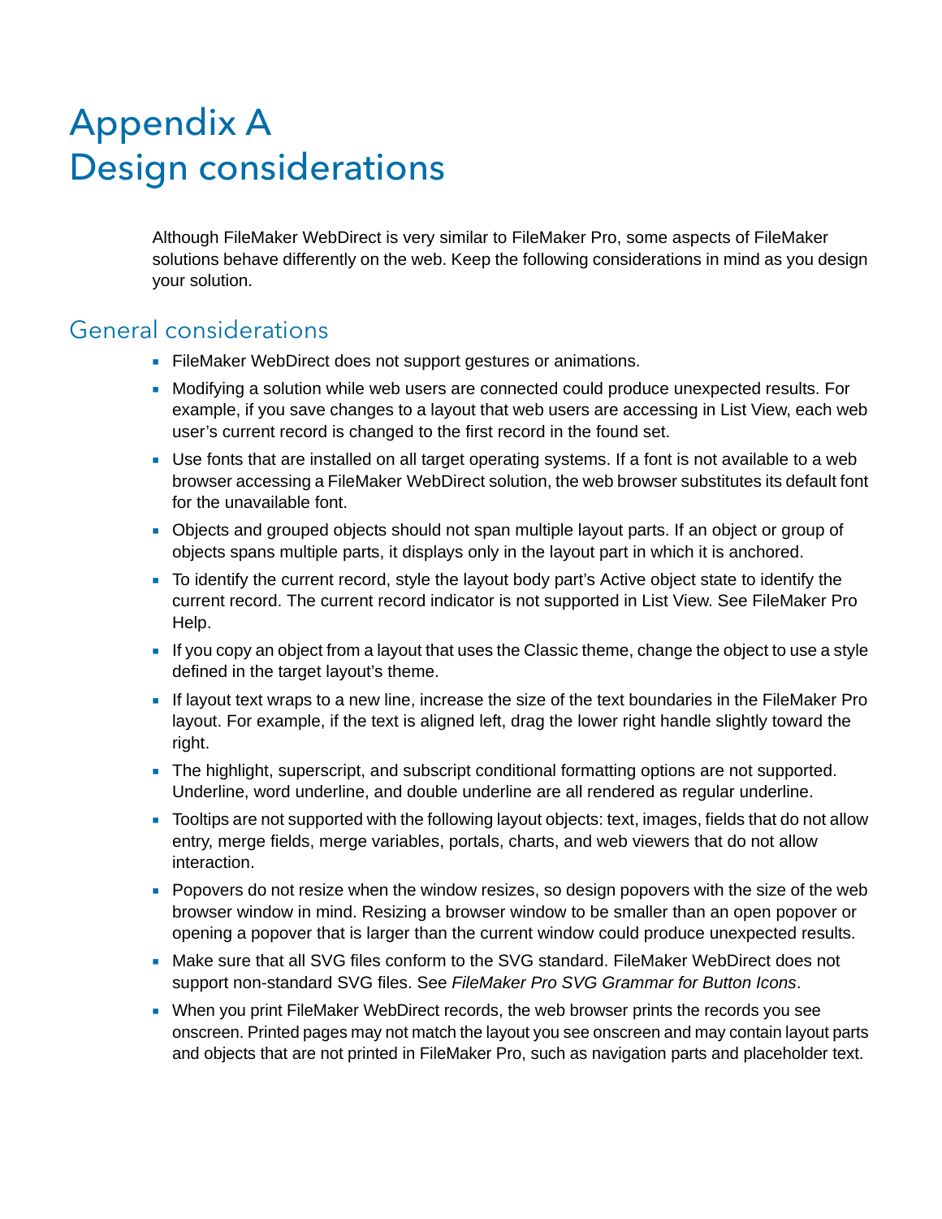# Appendix A
# Design considerations

Although FileMaker WebDirect is very similar to FileMaker Pro, some aspects of FileMaker solutions behave differently on the web. Keep the following considerations in mind as you design your solution.

## General considerations

- FileMaker WebDirect does not support gestures or animations.
- Modifying a solution while web users are connected could produce unexpected results. For example, if you save changes to a layout that web users are accessing in List View, each web user's current record is changed to the first record in the found set.
- Use fonts that are installed on all target operating systems. If a font is not available to a web browser accessing a FileMaker WebDirect solution, the web browser substitutes its default font for the unavailable font.
- Objects and grouped objects should not span multiple layout parts. If an object or group of objects spans multiple parts, it displays only in the layout part in which it is anchored.
- To identify the current record, style the layout body part's Active object state to identify the current record. The current record indicator is not supported in List View. See FileMaker Pro Help.
- If you copy an object from a layout that uses the Classic theme, change the object to use a style defined in the target layout's theme.
- If layout text wraps to a new line, increase the size of the text boundaries in the FileMaker Pro layout. For example, if the text is aligned left, drag the lower right handle slightly toward the right.
- The highlight, superscript, and subscript conditional formatting options are not supported. Underline, word underline, and double underline are all rendered as regular underline.
- Tooltips are not supported with the following layout objects: text, images, fields that do not allow entry, merge fields, merge variables, portals, charts, and web viewers that do not allow interaction.
- Popovers do not resize when the window resizes, so design popovers with the size of the web browser window in mind. Resizing a browser window to be smaller than an open popover or opening a popover that is larger than the current window could produce unexpected results.
- Make sure that all SVG files conform to the SVG standard. FileMaker WebDirect does not support non-standard SVG files. See *FileMaker Pro SVG Grammar for Button Icons*.
- When you print FileMaker WebDirect records, the web browser prints the records you see onscreen. Printed pages may not match the layout you see onscreen and may contain layout parts and objects that are not printed in FileMaker Pro, such as navigation parts and placeholder text.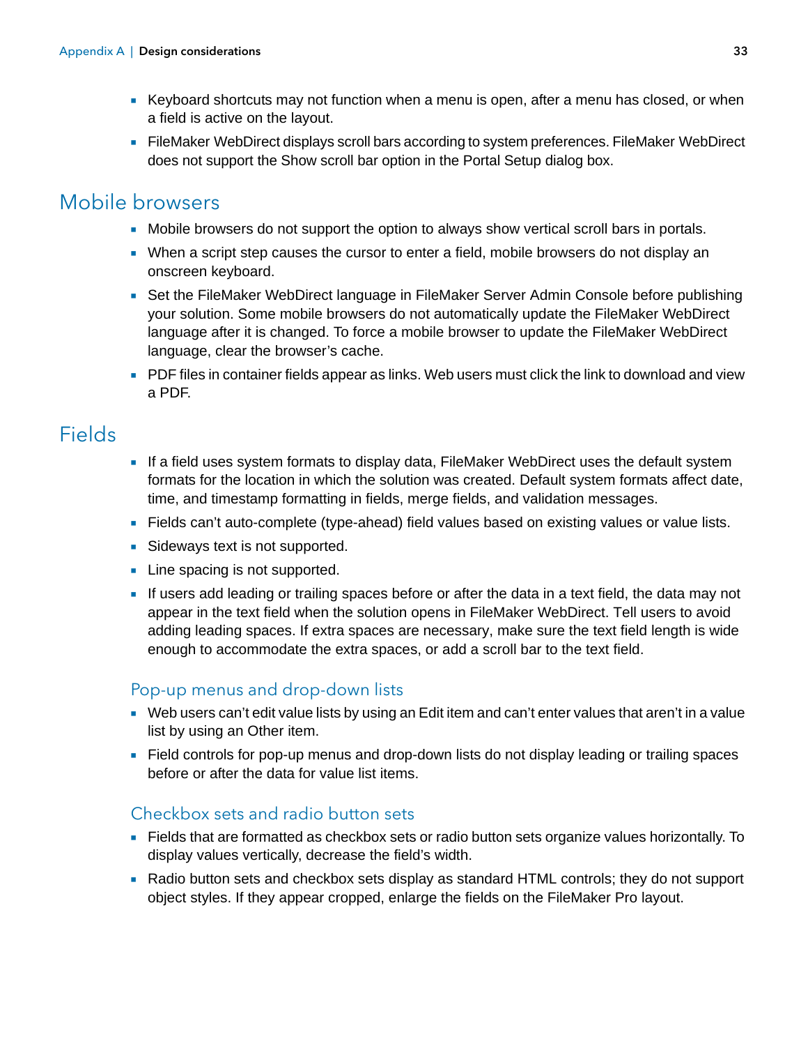- Keyboard shortcuts may not function when a menu is open, after a menu has closed, or when a field is active on the layout.
- FileMaker WebDirect displays scroll bars according to system preferences. FileMaker WebDirect does not support the Show scroll bar option in the Portal Setup dialog box.

## Mobile browsers

- Mobile browsers do not support the option to always show vertical scroll bars in portals.
- When a script step causes the cursor to enter a field, mobile browsers do not display an onscreen keyboard.
- Set the FileMaker WebDirect language in FileMaker Server Admin Console before publishing your solution. Some mobile browsers do not automatically update the FileMaker WebDirect language after it is changed. To force a mobile browser to update the FileMaker WebDirect language, clear the browser's cache.
- PDF files in container fields appear as links. Web users must click the link to download and view a PDF.

## Fields

- If a field uses system formats to display data, FileMaker WebDirect uses the default system formats for the location in which the solution was created. Default system formats affect date, time, and timestamp formatting in fields, merge fields, and validation messages.
- Fields can't auto-complete (type-ahead) field values based on existing values or value lists.
- Sideways text is not supported.
- Line spacing is not supported.
- If users add leading or trailing spaces before or after the data in a text field, the data may not appear in the text field when the solution opens in FileMaker WebDirect. Tell users to avoid adding leading spaces. If extra spaces are necessary, make sure the text field length is wide enough to accommodate the extra spaces, or add a scroll bar to the text field.

### Pop-up menus and drop-down lists

- Web users can't edit value lists by using an Edit item and can't enter values that aren't in a value list by using an Other item.
- Field controls for pop-up menus and drop-down lists do not display leading or trailing spaces before or after the data for value list items.

### Checkbox sets and radio button sets

- Fields that are formatted as checkbox sets or radio button sets organize values horizontally. To display values vertically, decrease the field's width.
- Radio button sets and checkbox sets display as standard HTML controls; they do not support object styles. If they appear cropped, enlarge the fields on the FileMaker Pro layout.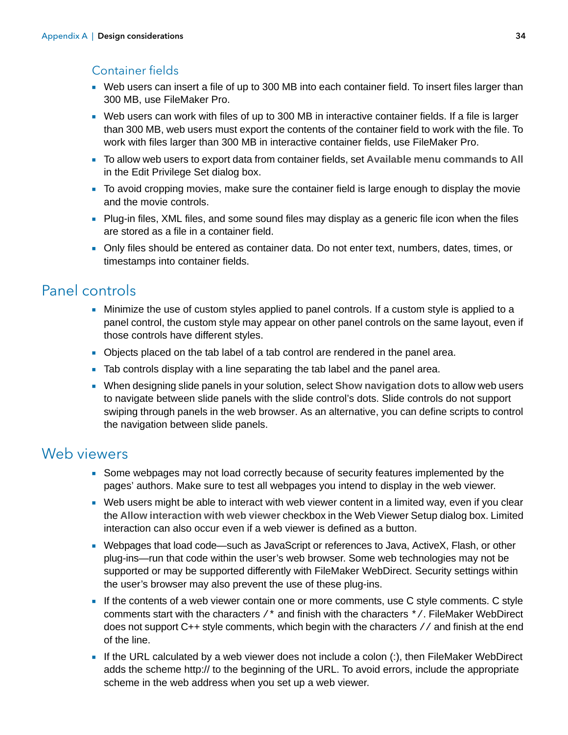### Container fields

- Web users can insert a file of up to 300 MB into each container field. To insert files larger than 300 MB, use FileMaker Pro.
- Web users can work with files of up to 300 MB in interactive container fields. If a file is larger than 300 MB, web users must export the contents of the container field to work with the file. To work with files larger than 300 MB in interactive container fields, use FileMaker Pro.
- To allow web users to export data from container fields, set **Available menu commands** to **All** in the Edit Privilege Set dialog box.
- To avoid cropping movies, make sure the container field is large enough to display the movie and the movie controls.
- Plug-in files, XML files, and some sound files may display as a generic file icon when the files are stored as a file in a container field.
- Only files should be entered as container data. Do not enter text, numbers, dates, times, or timestamps into container fields.

## Panel controls

- Minimize the use of custom styles applied to panel controls. If a custom style is applied to a panel control, the custom style may appear on other panel controls on the same layout, even if those controls have different styles.
- Objects placed on the tab label of a tab control are rendered in the panel area.
- Tab controls display with a line separating the tab label and the panel area.
- When designing slide panels in your solution, select **Show navigation dots** to allow web users to navigate between slide panels with the slide control's dots. Slide controls do not support swiping through panels in the web browser. As an alternative, you can define scripts to control the navigation between slide panels.

## Web viewers

- Some webpages may not load correctly because of security features implemented by the pages' authors. Make sure to test all webpages you intend to display in the web viewer.
- Web users might be able to interact with web viewer content in a limited way, even if you clear the **Allow interaction with web viewer** checkbox in the Web Viewer Setup dialog box. Limited interaction can also occur even if a web viewer is defined as a button.
- Webpages that load code—such as JavaScript or references to Java, ActiveX, Flash, or other plug-ins—run that code within the user's web browser. Some web technologies may not be supported or may be supported differently with FileMaker WebDirect. Security settings within the user's browser may also prevent the use of these plug-ins.
- If the contents of a web viewer contain one or more comments, use C style comments. C style comments start with the characters `/*` and finish with the characters `*/`. FileMaker WebDirect does not support C++ style comments, which begin with the characters `//` and finish at the end of the line.
- If the URL calculated by a web viewer does not include a colon (:), then FileMaker WebDirect adds the scheme http:// to the beginning of the URL. To avoid errors, include the appropriate scheme in the web address when you set up a web viewer.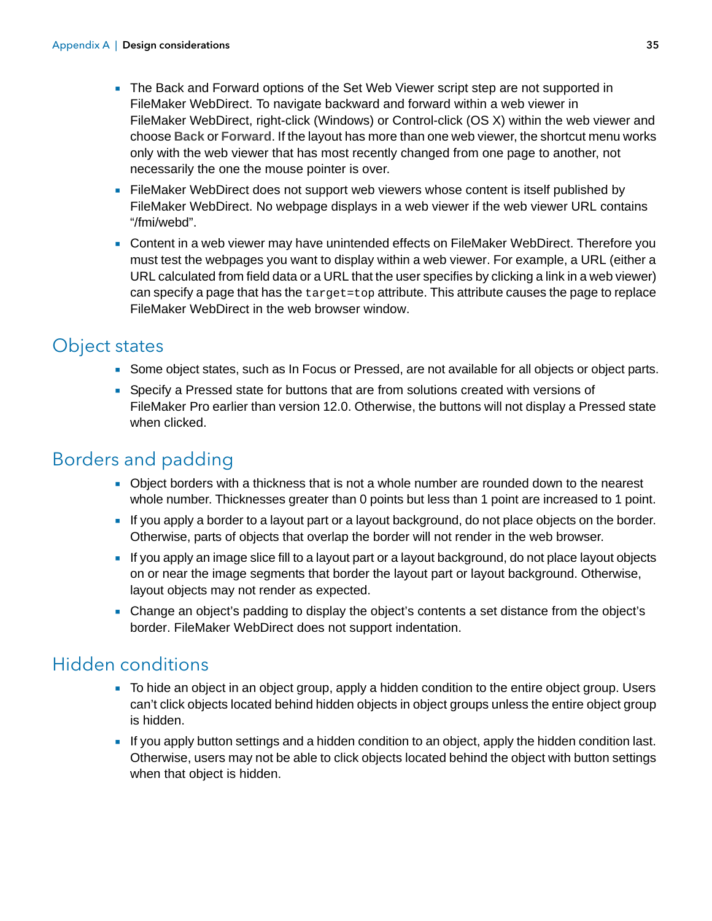- The Back and Forward options of the Set Web Viewer script step are not supported in FileMaker WebDirect. To navigate backward and forward within a web viewer in FileMaker WebDirect, right-click (Windows) or Control-click (OS X) within the web viewer and choose **Back** or **Forward**. If the layout has more than one web viewer, the shortcut menu works only with the web viewer that has most recently changed from one page to another, not necessarily the one the mouse pointer is over.
- FileMaker WebDirect does not support web viewers whose content is itself published by FileMaker WebDirect. No webpage displays in a web viewer if the web viewer URL contains "/fmi/webd".
- Content in a web viewer may have unintended effects on FileMaker WebDirect. Therefore you must test the webpages you want to display within a web viewer. For example, a URL (either a URL calculated from field data or a URL that the user specifies by clicking a link in a web viewer) can specify a page that has the `target=top` attribute. This attribute causes the page to replace FileMaker WebDirect in the web browser window.

## Object states

- Some object states, such as In Focus or Pressed, are not available for all objects or object parts.
- Specify a Pressed state for buttons that are from solutions created with versions of FileMaker Pro earlier than version 12.0. Otherwise, the buttons will not display a Pressed state when clicked.

## Borders and padding

- Object borders with a thickness that is not a whole number are rounded down to the nearest whole number. Thicknesses greater than 0 points but less than 1 point are increased to 1 point.
- If you apply a border to a layout part or a layout background, do not place objects on the border. Otherwise, parts of objects that overlap the border will not render in the web browser.
- If you apply an image slice fill to a layout part or a layout background, do not place layout objects on or near the image segments that border the layout part or layout background. Otherwise, layout objects may not render as expected.
- Change an object's padding to display the object's contents a set distance from the object's border. FileMaker WebDirect does not support indentation.

## Hidden conditions

- To hide an object in an object group, apply a hidden condition to the entire object group. Users can't click objects located behind hidden objects in object groups unless the entire object group is hidden.
- If you apply button settings and a hidden condition to an object, apply the hidden condition last. Otherwise, users may not be able to click objects located behind the object with button settings when that object is hidden.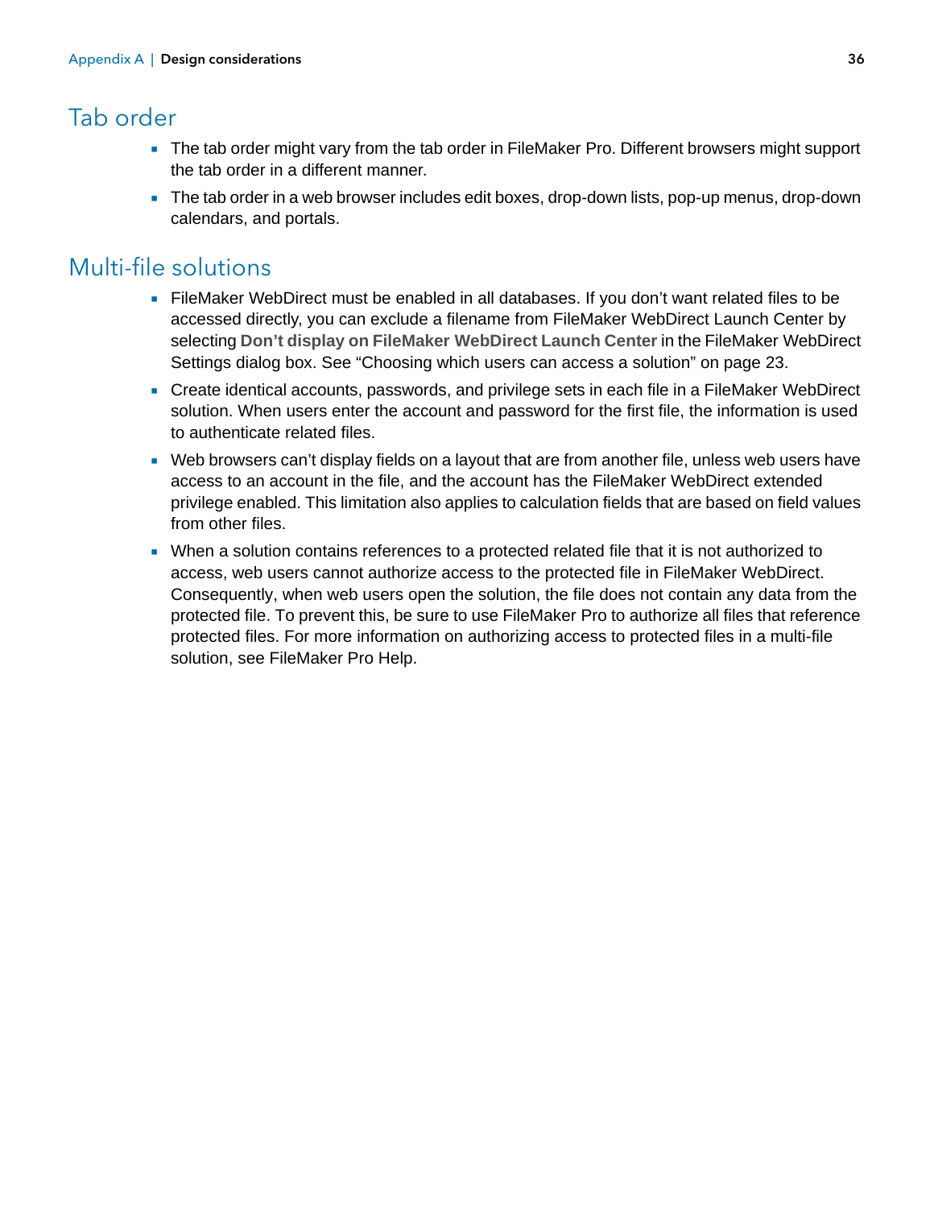## Tab order

- The tab order might vary from the tab order in FileMaker Pro. Different browsers might support the tab order in a different manner.
- The tab order in a web browser includes edit boxes, drop-down lists, pop-up menus, drop-down calendars, and portals.

## Multi-file solutions

- FileMaker WebDirect must be enabled in all databases. If you don't want related files to be accessed directly, you can exclude a filename from FileMaker WebDirect Launch Center by selecting **Don't display on FileMaker WebDirect Launch Center** in the FileMaker WebDirect Settings dialog box. See "Choosing which users can access a solution" on page 23.
- Create identical accounts, passwords, and privilege sets in each file in a FileMaker WebDirect solution. When users enter the account and password for the first file, the information is used to authenticate related files.
- Web browsers can't display fields on a layout that are from another file, unless web users have access to an account in the file, and the account has the FileMaker WebDirect extended privilege enabled. This limitation also applies to calculation fields that are based on field values from other files.
- When a solution contains references to a protected related file that it is not authorized to access, web users cannot authorize access to the protected file in FileMaker WebDirect. Consequently, when web users open the solution, the file does not contain any data from the protected file. To prevent this, be sure to use FileMaker Pro to authorize all files that reference protected files. For more information on authorizing access to protected files in a multi-file solution, see FileMaker Pro Help.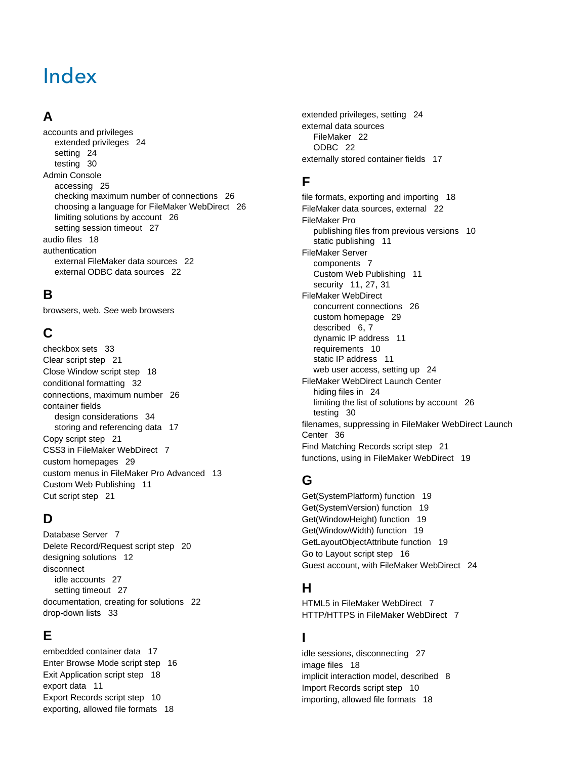# Index

## A

accounts and privileges
- extended privileges 24
- setting 24
- testing 30

Admin Console
- accessing 25
- checking maximum number of connections 26
- choosing a language for FileMaker WebDirect 26
- limiting solutions by account 26
- setting session timeout 27

audio files 18

authentication
- external FileMaker data sources 22
- external ODBC data sources 22

## B

browsers, web. *See* web browsers

## C

checkbox sets 33

Clear script step 21

Close Window script step 18

conditional formatting 32

connections, maximum number 26

container fields
- design considerations 34
- storing and referencing data 17

Copy script step 21

CSS3 in FileMaker WebDirect 7

custom homepages 29

custom menus in FileMaker Pro Advanced 13

Custom Web Publishing 11

Cut script step 21

## D

Database Server 7

Delete Record/Request script step 20

designing solutions 12

disconnect
- idle accounts 27
- setting timeout 27

documentation, creating for solutions 22

drop-down lists 33

## E

embedded container data 17

Enter Browse Mode script step 16

Exit Application script step 18

export data 11

Export Records script step 10

exporting, allowed file formats 18

extended privileges, setting 24

external data sources
- FileMaker 22
- ODBC 22

externally stored container fields 17

## F

file formats, exporting and importing 18

FileMaker data sources, external 22

FileMaker Pro
- publishing files from previous versions 10
- static publishing 11

FileMaker Server
- components 7
- Custom Web Publishing 11
- security 11, 27, 31

FileMaker WebDirect
- concurrent connections 26
- custom homepage 29
- described 6, 7
- dynamic IP address 11
- requirements 10
- static IP address 11
- web user access, setting up 24

FileMaker WebDirect Launch Center
- hiding files in 24
- limiting the list of solutions by account 26
- testing 30

filenames, suppressing in FileMaker WebDirect Launch Center 36

Find Matching Records script step 21

functions, using in FileMaker WebDirect 19

## G

Get(SystemPlatform) function 19

Get(SystemVersion) function 19

Get(WindowHeight) function 19

Get(WindowWidth) function 19

GetLayoutObjectAttribute function 19

Go to Layout script step 16

Guest account, with FileMaker WebDirect 24

## H

HTML5 in FileMaker WebDirect 7

HTTP/HTTPS in FileMaker WebDirect 7

## I

idle sessions, disconnecting 27

image files 18

implicit interaction model, described 8

Import Records script step 10

importing, allowed file formats 18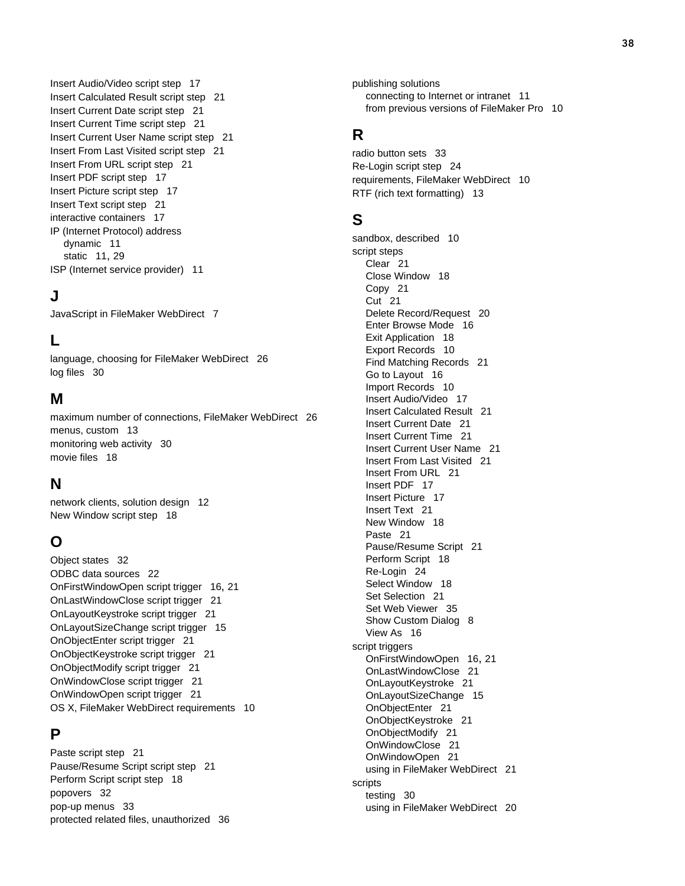Insert Audio/Video script step 17
Insert Calculated Result script step 21
Insert Current Date script step 21
Insert Current Time script step 21
Insert Current User Name script step 21
Insert From Last Visited script step 21
Insert From URL script step 21
Insert PDF script step 17
Insert Picture script step 17
Insert Text script step 21
interactive containers 17
IP (Internet Protocol) address
- dynamic 11
- static 11, 29

ISP (Internet service provider) 11

## J

JavaScript in FileMaker WebDirect 7

## L

language, choosing for FileMaker WebDirect 26
log files 30

## M

maximum number of connections, FileMaker WebDirect 26
menus, custom 13
monitoring web activity 30
movie files 18

## N

network clients, solution design 12
New Window script step 18

## O

Object states 32
ODBC data sources 22
OnFirstWindowOpen script trigger 16, 21
OnLastWindowClose script trigger 21
OnLayoutKeystroke script trigger 21
OnLayoutSizeChange script trigger 15
OnObjectEnter script trigger 21
OnObjectKeystroke script trigger 21
OnObjectModify script trigger 21
OnWindowClose script trigger 21
OnWindowOpen script trigger 21
OS X, FileMaker WebDirect requirements 10

## P

Paste script step 21
Pause/Resume Script script step 21
Perform Script script step 18
popovers 32
pop-up menus 33
protected related files, unauthorized 36
publishing solutions
- connecting to Internet or intranet 11
- from previous versions of FileMaker Pro 10

## R

radio button sets 33
Re-Login script step 24
requirements, FileMaker WebDirect 10
RTF (rich text formatting) 13

## S

sandbox, described 10
script steps
- Clear 21
- Close Window 18
- Copy 21
- Cut 21
- Delete Record/Request 20
- Enter Browse Mode 16
- Exit Application 18
- Export Records 10
- Find Matching Records 21
- Go to Layout 16
- Import Records 10
- Insert Audio/Video 17
- Insert Calculated Result 21
- Insert Current Date 21
- Insert Current Time 21
- Insert Current User Name 21
- Insert From Last Visited 21
- Insert From URL 21
- Insert PDF 17
- Insert Picture 17
- Insert Text 21
- New Window 18
- Paste 21
- Pause/Resume Script 21
- Perform Script 18
- Re-Login 24
- Select Window 18
- Set Selection 21
- Set Web Viewer 35
- Show Custom Dialog 8
- View As 16

script triggers
- OnFirstWindowOpen 16, 21
- OnLastWindowClose 21
- OnLayoutKeystroke 21
- OnLayoutSizeChange 15
- OnObjectEnter 21
- OnObjectKeystroke 21
- OnObjectModify 21
- OnWindowClose 21
- OnWindowOpen 21
- using in FileMaker WebDirect 21

scripts
- testing 30
- using in FileMaker WebDirect 20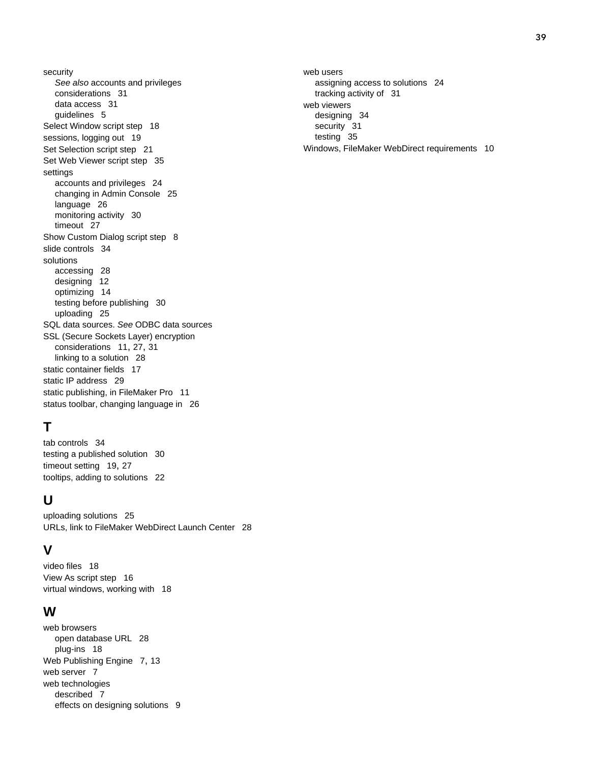security
  *See also* accounts and privileges
  considerations 31
  data access 31
  guidelines 5
Select Window script step 18
sessions, logging out 19
Set Selection script step 21
Set Web Viewer script step 35
settings
  accounts and privileges 24
  changing in Admin Console 25
  language 26
  monitoring activity 30
  timeout 27
Show Custom Dialog script step 8
slide controls 34
solutions
  accessing 28
  designing 12
  optimizing 14
  testing before publishing 30
  uploading 25
SQL data sources. *See* ODBC data sources
SSL (Secure Sockets Layer) encryption
  considerations 11, 27, 31
  linking to a solution 28
static container fields 17
static IP address 29
static publishing, in FileMaker Pro 11
status toolbar, changing language in 26

## T

tab controls 34
testing a published solution 30
timeout setting 19, 27
tooltips, adding to solutions 22

## U

uploading solutions 25
URLs, link to FileMaker WebDirect Launch Center 28

## V

video files 18
View As script step 16
virtual windows, working with 18

## W

web browsers
  open database URL 28
  plug-ins 18
Web Publishing Engine 7, 13
web server 7
web technologies
  described 7
  effects on designing solutions 9
web users
  assigning access to solutions 24
  tracking activity of 31
web viewers
  designing 34
  security 31
  testing 35
Windows, FileMaker WebDirect requirements 10